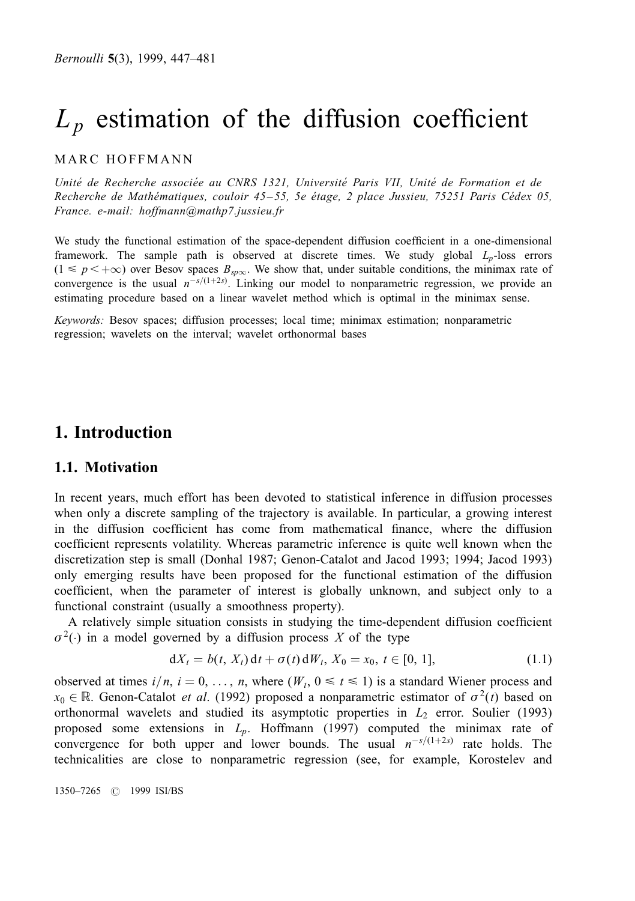# $L_p$ estimation of the diffusion coefficient

MARC HOFFMANN

*Unité de Recherche associée au CNRS 1321, Université Paris VII, Unité de Formation et de Recherche de Mathématiques, couloir 45–55, 5e étage, 2 place Jussieu, 75251 Paris Cédex 05, France. e-mail: hoffmann@mathp7.jussieu.fr*

We study the functional estimation of the space-dependent diffusion coefficient in a one-dimensional framework. The sample path is observed at discrete times. We study global $L_p$-loss errors ($1 \leq p < +\infty$) over Besov spaces $B_{sp\infty}$. We show that, under suitable conditions, the minimax rate of convergence is the usual $n^{-s/(1+2s)}$. Linking our model to nonparametric regression, we provide an estimating procedure based on a linear wavelet method which is optimal in the minimax sense.

*Keywords:* Besov spaces; diffusion processes; local time; minimax estimation; nonparametric regression; wavelets on the interval; wavelet orthonormal bases

## 1. Introduction

### 1.1. Motivation

In recent years, much effort has been devoted to statistical inference in diffusion processes when only a discrete sampling of the trajectory is available. In particular, a growing interest in the diffusion coefficient has come from mathematical finance, where the diffusion coefficient represents volatility. Whereas parametric inference is quite well known when the discretization step is small (Donhal 1987; Genon-Catalot and Jacod 1993; 1994; Jacod 1993) only emerging results have been proposed for the functional estimation of the diffusion coefficient, when the parameter of interest is globally unknown, and subject only to a functional constraint (usually a smoothness property).

A relatively simple situation consists in studying the time-dependent diffusion coefficient $\sigma^2(\cdot)$ in a model governed by a diffusion process $X$ of the type

$$dX_t = b(t, X_t)\,dt + \sigma(t)\,dW_t,\ X_0 = x_0,\ t \in [0, 1], \tag{1.1}$$

observed at times $i/n$, $i = 0, \ldots, n$, where $(W_t, 0 \leq t \leq 1)$ is a standard Wiener process and $x_0 \in \mathbb{R}$. Genon-Catalot *et al.* (1992) proposed a nonparametric estimator of $\sigma^2(t)$ based on orthonormal wavelets and studied its asymptotic properties in $L_2$ error. Soulier (1993) proposed some extensions in $L_p$. Hoffmann (1997) computed the minimax rate of convergence for both upper and lower bounds. The usual $n^{-s/(1+2s)}$ rate holds. The technicalities are close to nonparametric regression (see, for example, Korostelev and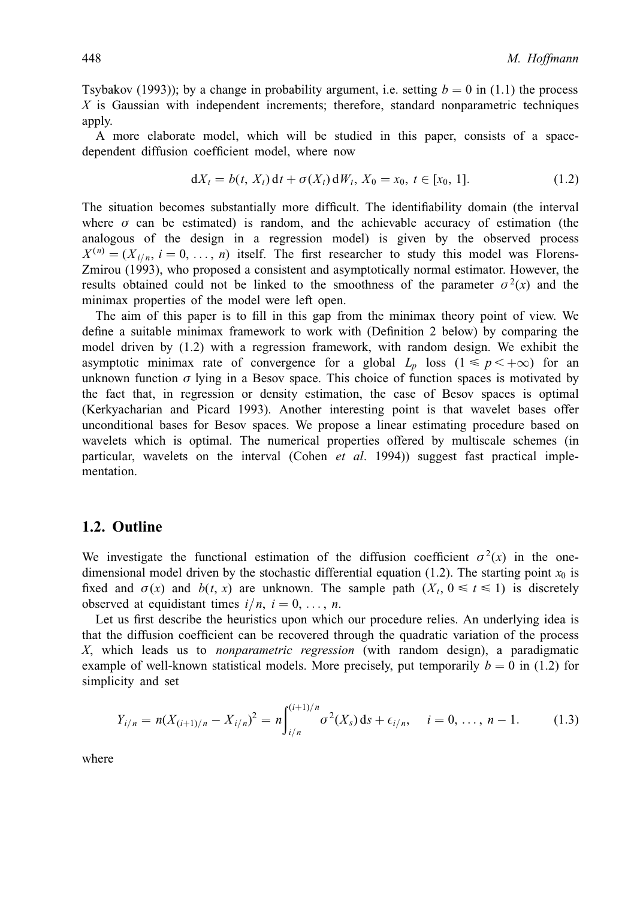Tsybakov (1993)); by a change in probability argument, i.e. setting $b = 0$ in (1.1) the process $X$ is Gaussian with independent increments; therefore, standard nonparametric techniques apply.

A more elaborate model, which will be studied in this paper, consists of a space-dependent diffusion coefficient model, where now

$$\mathrm{d}X_t = b(t, X_t)\,\mathrm{d}t + \sigma(X_t)\,\mathrm{d}W_t,\ X_0 = x_0,\ t \in [x_0, 1]. \tag{1.2}$$

The situation becomes substantially more difficult. The identifiability domain (the interval where $\sigma$ can be estimated) is random, and the achievable accuracy of estimation (the analogous of the design in a regression model) is given by the observed process $X^{(n)} = (X_{i/n}, i = 0, \ldots, n)$ itself. The first researcher to study this model was Florens-Zmirou (1993), who proposed a consistent and asymptotically normal estimator. However, the results obtained could not be linked to the smoothness of the parameter $\sigma^2(x)$ and the minimax properties of the model were left open.

The aim of this paper is to fill in this gap from the minimax theory point of view. We define a suitable minimax framework to work with (Definition 2 below) by comparing the model driven by (1.2) with a regression framework, with random design. We exhibit the asymptotic minimax rate of convergence for a global $L_p$ loss ($1 \leqslant p < +\infty$) for an unknown function $\sigma$ lying in a Besov space. This choice of function spaces is motivated by the fact that, in regression or density estimation, the case of Besov spaces is optimal (Kerkyacharian and Picard 1993). Another interesting point is that wavelet bases offer unconditional bases for Besov spaces. We propose a linear estimating procedure based on wavelets which is optimal. The numerical properties offered by multiscale schemes (in particular, wavelets on the interval (Cohen *et al*. 1994)) suggest fast practical implementation.

## 1.2. Outline

We investigate the functional estimation of the diffusion coefficient $\sigma^2(x)$ in the one-dimensional model driven by the stochastic differential equation (1.2). The starting point $x_0$ is fixed and $\sigma(x)$ and $b(t, x)$ are unknown. The sample path $(X_t, 0 \leqslant t \leqslant 1)$ is discretely observed at equidistant times $i/n$, $i = 0, \ldots, n$.

Let us first describe the heuristics upon which our procedure relies. An underlying idea is that the diffusion coefficient can be recovered through the quadratic variation of the process $X$, which leads us to *nonparametric regression* (with random design), a paradigmatic example of well-known statistical models. More precisely, put temporarily $b = 0$ in (1.2) for simplicity and set

$$Y_{i/n} = n(X_{(i+1)/n} - X_{i/n})^2 = n\int_{i/n}^{(i+1)/n} \sigma^2(X_s)\,\mathrm{d}s + \epsilon_{i/n}, \quad i = 0, \ldots, n-1. \tag{1.3}$$

where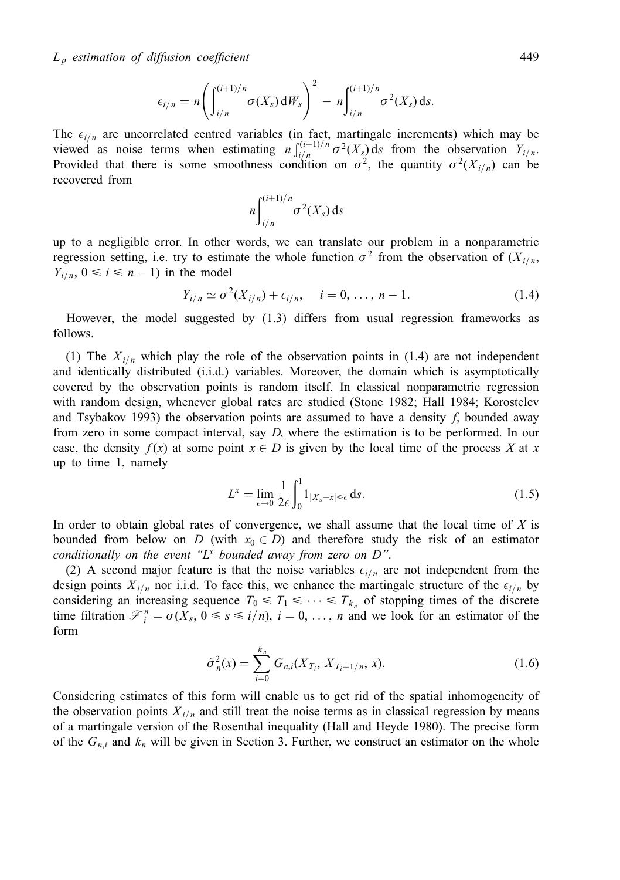$$\epsilon_{i/n} = n\left(\int_{i/n}^{(i+1)/n} \sigma(X_s)\,\mathrm{d}W_s\right)^2 - n\int_{i/n}^{(i+1)/n} \sigma^2(X_s)\,\mathrm{d}s.$$

The $\epsilon_{i/n}$ are uncorrelated centred variables (in fact, martingale increments) which may be viewed as noise terms when estimating $n\int_{i/n}^{(i+1)/n}\sigma^2(X_s)\,\mathrm{d}s$ from the observation $Y_{i/n}$. Provided that there is some smoothness condition on $\sigma^2$, the quantity $\sigma^2(X_{i/n})$ can be recovered from

$$n\int_{i/n}^{(i+1)/n} \sigma^2(X_s)\,\mathrm{d}s$$

up to a negligible error. In other words, we can translate our problem in a nonparametric regression setting, i.e. try to estimate the whole function $\sigma^2$ from the observation of $(X_{i/n}, Y_{i/n}, 0 \leqslant i \leqslant n-1)$ in the model

$$Y_{i/n} \simeq \sigma^2(X_{i/n}) + \epsilon_{i/n}, \quad i = 0, \ldots, n-1. \tag{1.4}$$

However, the model suggested by (1.3) differs from usual regression frameworks as follows.

(1) The $X_{i/n}$ which play the role of the observation points in (1.4) are not independent and identically distributed (i.i.d.) variables. Moreover, the domain which is asymptotically covered by the observation points is random itself. In classical nonparametric regression with random design, whenever global rates are studied (Stone 1982; Hall 1984; Korostelev and Tsybakov 1993) the observation points are assumed to have a density $f$, bounded away from zero in some compact interval, say $D$, where the estimation is to be performed. In our case, the density $f(x)$ at some point $x \in D$ is given by the local time of the process $X$ at $x$ up to time 1, namely

$$L^x = \lim_{\epsilon\to 0}\frac{1}{2\epsilon}\int_0^1 1_{|X_s - x|\leqslant\epsilon}\,\mathrm{d}s. \tag{1.5}$$

In order to obtain global rates of convergence, we shall assume that the local time of $X$ is bounded from below on $D$ (with $x_0 \in D$) and therefore study the risk of an estimator *conditionally on the event "$L^x$ bounded away from zero on $D$"*.

(2) A second major feature is that the noise variables $\epsilon_{i/n}$ are not independent from the design points $X_{i/n}$ nor i.i.d. To face this, we enhance the martingale structure of the $\epsilon_{i/n}$ by considering an increasing sequence $T_0 \leqslant T_1 \leqslant \cdots \leqslant T_{k_n}$ of stopping times of the discrete time filtration $\mathscr{F}_i^n = \sigma(X_s, 0 \leqslant s \leqslant i/n)$, $i = 0, \ldots, n$ and we look for an estimator of the form

$$\hat{\sigma}_n^2(x) = \sum_{i=0}^{k_n} G_{n,i}(X_{T_i}, X_{T_i+1/n}, x). \tag{1.6}$$

Considering estimates of this form will enable us to get rid of the spatial inhomogeneity of the observation points $X_{i/n}$ and still treat the noise terms as in classical regression by means of a martingale version of the Rosenthal inequality (Hall and Heyde 1980). The precise form of the $G_{n,i}$ and $k_n$ will be given in Section 3. Further, we construct an estimator on the whole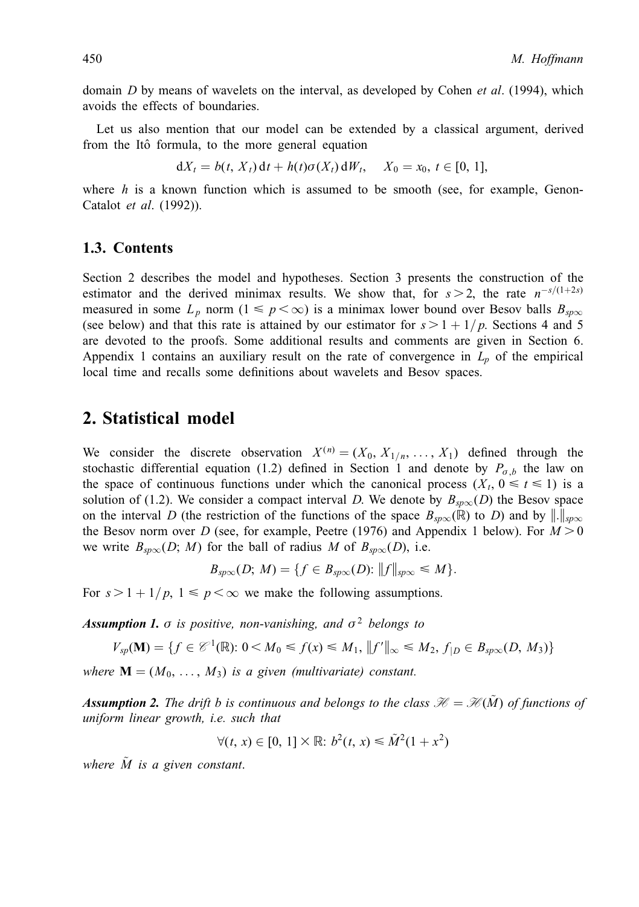domain $D$ by means of wavelets on the interval, as developed by Cohen *et al*. (1994), which avoids the effects of boundaries.

Let us also mention that our model can be extended by a classical argument, derived from the Itô formula, to the more general equation

$$\mathrm{d}X_t = b(t, X_t)\,\mathrm{d}t + h(t)\sigma(X_t)\,\mathrm{d}W_t, \quad X_0 = x_0,\ t \in [0, 1],$$

where $h$ is a known function which is assumed to be smooth (see, for example, Genon-Catalot *et al*. (1992)).

### 1.3. Contents

Section 2 describes the model and hypotheses. Section 3 presents the construction of the estimator and the derived minimax results. We show that, for $s > 2$, the rate $n^{-s/(1+2s)}$ measured in some $L_p$ norm ($1 \leqslant p < \infty$) is a minimax lower bound over Besov balls $B_{sp\infty}$ (see below) and that this rate is attained by our estimator for $s > 1 + 1/p$. Sections 4 and 5 are devoted to the proofs. Some additional results and comments are given in Section 6. Appendix 1 contains an auxiliary result on the rate of convergence in $L_p$ of the empirical local time and recalls some definitions about wavelets and Besov spaces.

## 2. Statistical model

We consider the discrete observation $X^{(n)} = (X_0, X_{1/n}, \ldots, X_1)$ defined through the stochastic differential equation (1.2) defined in Section 1 and denote by $P_{\sigma,b}$ the law on the space of continuous functions under which the canonical process $(X_t, 0 \leqslant t \leqslant 1)$ is a solution of (1.2). We consider a compact interval $D$. We denote by $B_{sp\infty}(D)$ the Besov space on the interval $D$ (the restriction of the functions of the space $B_{sp\infty}(\mathbb{R})$ to $D$) and by $\|.\|_{sp\infty}$ the Besov norm over $D$ (see, for example, Peetre (1976) and Appendix 1 below). For $M > 0$ we write $B_{sp\infty}(D; M)$ for the ball of radius $M$ of $B_{sp\infty}(D)$, i.e.

$$B_{sp\infty}(D; M) = \{f \in B_{sp\infty}(D) \colon \|f\|_{sp\infty} \leqslant M\}.$$

For $s > 1 + 1/p$, $1 \leqslant p < \infty$ we make the following assumptions.

***Assumption 1.*** *$\sigma$ is positive, non-vanishing, and $\sigma^2$ belongs to*

$$V_{sp}(\mathbf{M}) = \{f \in \mathscr{C}^1(\mathbb{R}) \colon 0 < M_0 \leqslant f(x) \leqslant M_1,\ \|f'\|_\infty \leqslant M_2,\ f_{|D} \in B_{sp\infty}(D, M_3)\}$$

*where $\mathbf{M} = (M_0, \ldots, M_3)$ is a given (multivariate) constant.*

***Assumption 2.*** *The drift $b$ is continuous and belongs to the class $\mathscr{H} = \mathscr{H}(\tilde{M})$ of functions of uniform linear growth, i.e. such that*

$$\forall (t, x) \in [0, 1] \times \mathbb{R} \colon b^2(t, x) \leqslant \tilde{M}^2(1 + x^2)$$

*where $\tilde{M}$ is a given constant.*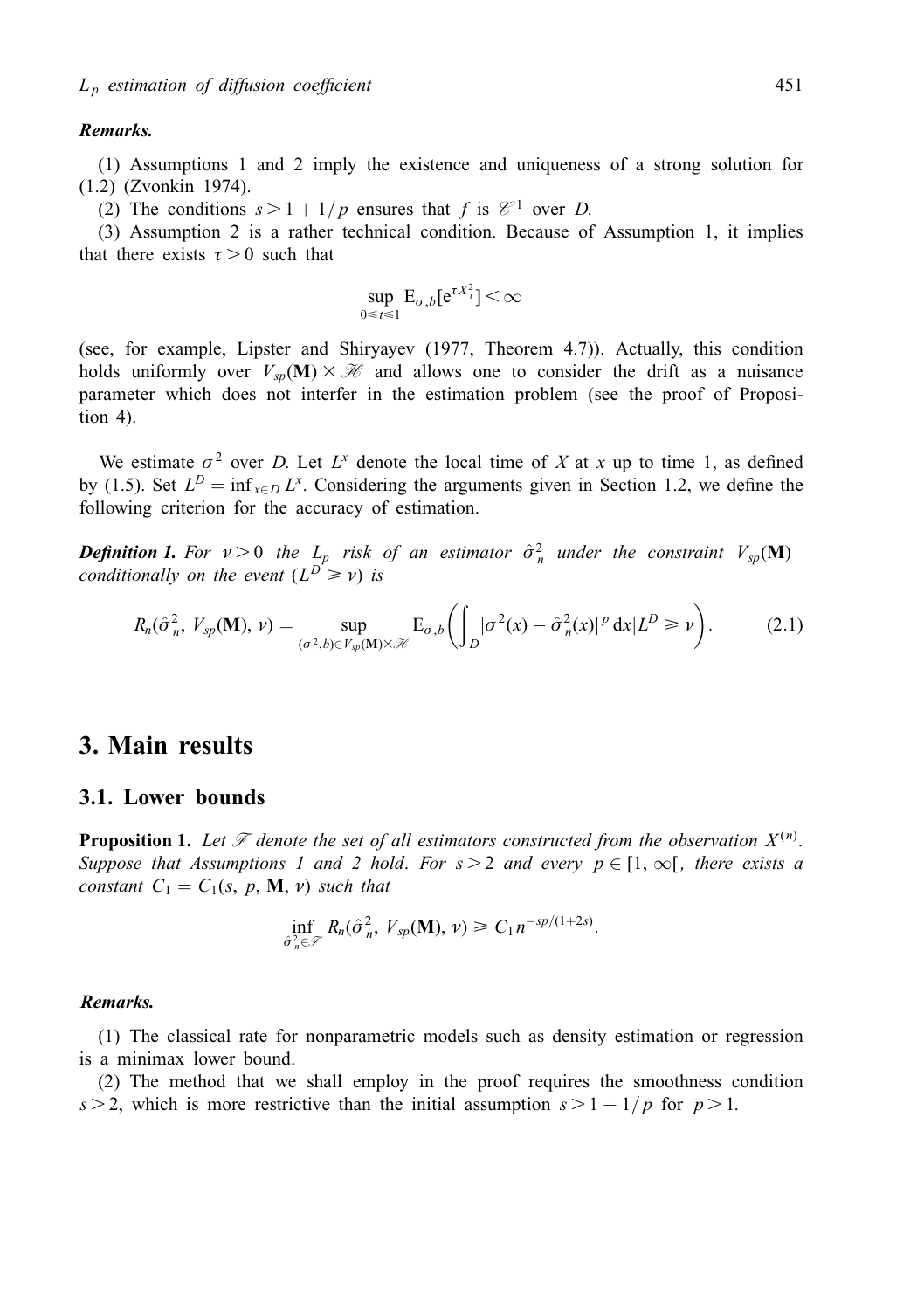***Remarks.***

(1) Assumptions 1 and 2 imply the existence and uniqueness of a strong solution for (1.2) (Zvonkin 1974).

(2) The conditions $s > 1 + 1/p$ ensures that $f$ is $\mathscr{C}^1$ over $D$.

(3) Assumption 2 is a rather technical condition. Because of Assumption 1, it implies that there exists $\tau > 0$ such that

$$\sup_{0 \leqslant t \leqslant 1} \mathrm{E}_{\sigma,b}[\mathrm{e}^{\tau X_t^2}] < \infty$$

(see, for example, Lipster and Shiryayev (1977, Theorem 4.7)). Actually, this condition holds uniformly over $V_{sp}(\mathbf{M}) \times \mathscr{H}$ and allows one to consider the drift as a nuisance parameter which does not interfer in the estimation problem (see the proof of Proposition 4).

We estimate $\sigma^2$ over $D$. Let $L^x$ denote the local time of $X$ at $x$ up to time 1, as defined by (1.5). Set $L^D = \inf_{x \in D} L^x$. Considering the arguments given in Section 1.2, we define the following criterion for the accuracy of estimation.

***Definition 1.*** *For $\nu > 0$ the $L_p$ risk of an estimator $\hat{\sigma}_n^2$ under the constraint $V_{sp}(\mathbf{M})$ conditionally on the event $(L^D \geqslant \nu)$ is*

$$R_n(\hat{\sigma}_n^2, V_{sp}(\mathbf{M}), \nu) = \sup_{(\sigma^2, b) \in V_{sp}(\mathbf{M}) \times \mathscr{H}} \mathrm{E}_{\sigma,b}\left( \int_D |\sigma^2(x) - \hat{\sigma}_n^2(x)|^p \, \mathrm{d}x | L^D \geqslant \nu \right). \tag{2.1}$$

# 3. Main results

## 3.1. Lower bounds

**Proposition 1.** *Let $\mathscr{F}$ denote the set of all estimators constructed from the observation $X^{(n)}$. Suppose that Assumptions 1 and 2 hold. For $s > 2$ and every $p \in [1, \infty[$, there exists a constant $C_1 = C_1(s, p, \mathbf{M}, \nu)$ such that*

$$\inf_{\hat{\sigma}_n^2 \in \mathscr{F}} R_n(\hat{\sigma}_n^2, V_{sp}(\mathbf{M}), \nu) \geqslant C_1 n^{-sp/(1+2s)}.$$

***Remarks.***

(1) The classical rate for nonparametric models such as density estimation or regression is a minimax lower bound.

(2) The method that we shall employ in the proof requires the smoothness condition $s > 2$, which is more restrictive than the initial assumption $s > 1 + 1/p$ for $p > 1$.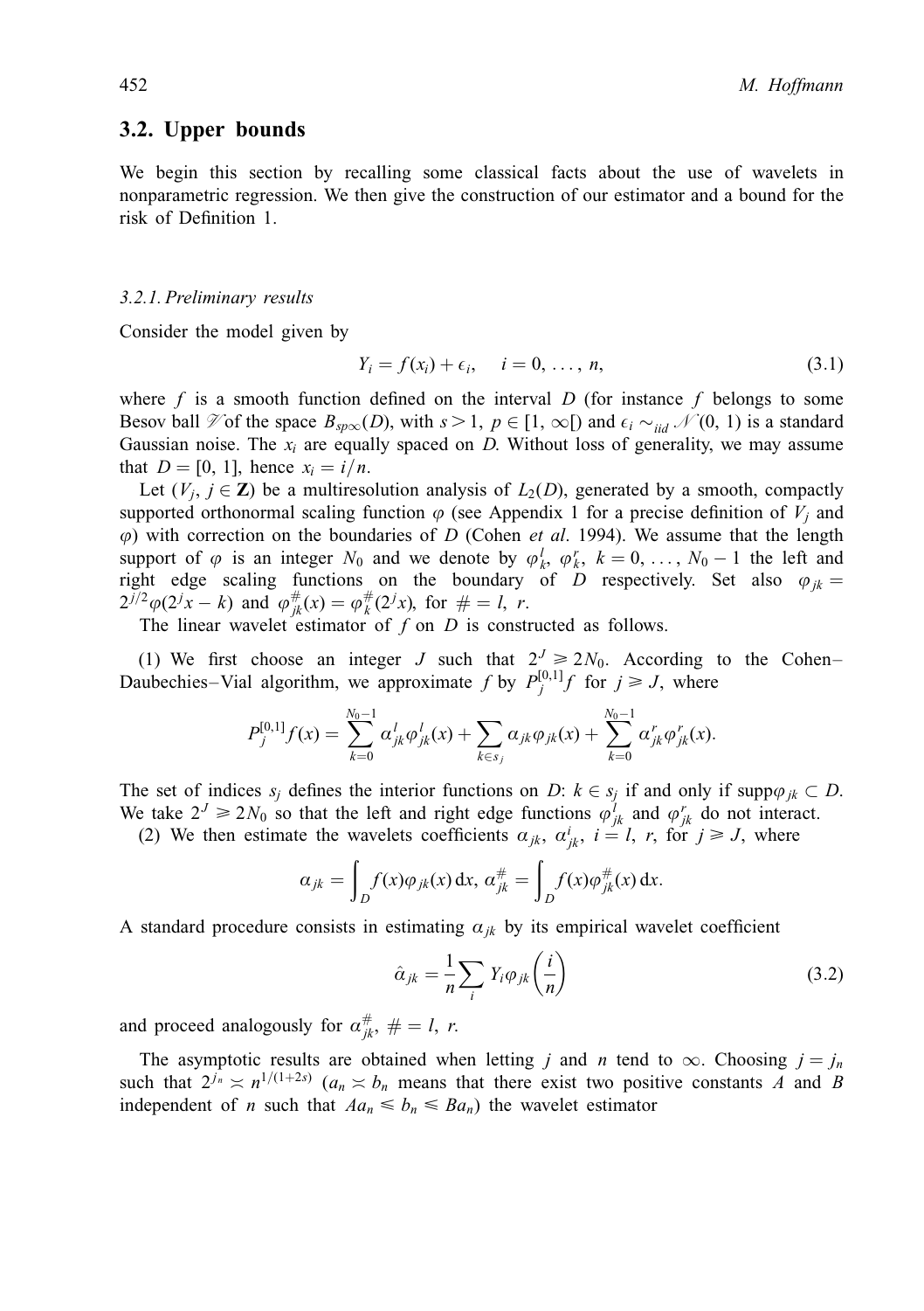## 3.2. Upper bounds

We begin this section by recalling some classical facts about the use of wavelets in nonparametric regression. We then give the construction of our estimator and a bound for the risk of Definition 1.

### *3.2.1. Preliminary results*

Consider the model given by

$$Y_i = f(x_i) + \epsilon_i, \quad i = 0, \ldots, n, \tag{3.1}$$

where $f$ is a smooth function defined on the interval $D$ (for instance $f$ belongs to some Besov ball $\mathscr{V}$ of the space $B_{sp\infty}(D)$, with $s > 1$, $p \in [1, \infty[$) and $\epsilon_i \sim_{iid} \mathcal{N}(0, 1)$ is a standard Gaussian noise. The $x_i$ are equally spaced on $D$. Without loss of generality, we may assume that $D = [0, 1]$, hence $x_i = i/n$.

Let $(V_j, j \in \mathbf{Z})$ be a multiresolution analysis of $L_2(D)$, generated by a smooth, compactly supported orthonormal scaling function $\varphi$ (see Appendix 1 for a precise definition of $V_j$ and $\varphi$) with correction on the boundaries of $D$ (Cohen *et al*. 1994). We assume that the length support of $\varphi$ is an integer $N_0$ and we denote by $\varphi_k^l$, $\varphi_k^r$, $k = 0, \ldots, N_0 - 1$ the left and right edge scaling functions on the boundary of $D$ respectively. Set also $\varphi_{jk} = 2^{j/2}\varphi(2^j x - k)$ and $\varphi_{jk}^{\#}(x) = \varphi_k^{\#}(2^j x)$, for $\# = l,\ r$.

The linear wavelet estimator of $f$ on $D$ is constructed as follows.

(1) We first choose an integer $J$ such that $2^J \geqslant 2N_0$. According to the Cohen–Daubechies–Vial algorithm, we approximate $f$ by $P_j^{[0,1]}f$ for $j \geqslant J$, where

$$P_j^{[0,1]}f(x) = \sum_{k=0}^{N_0-1} \alpha_{jk}^l \varphi_{jk}^l(x) + \sum_{k \in s_j} \alpha_{jk}\varphi_{jk}(x) + \sum_{k=0}^{N_0-1} \alpha_{jk}^r \varphi_{jk}^r(x).$$

The set of indices $s_j$ defines the interior functions on $D$: $k \in s_j$ if and only if $\text{supp}\varphi_{jk} \subset D$. We take $2^J \geqslant 2N_0$ so that the left and right edge functions $\varphi_{jk}^l$ and $\varphi_{jk}^r$ do not interact.

(2) We then estimate the wavelets coefficients $\alpha_{jk}$, $\alpha_{jk}^i$, $i = l,\ r$, for $j \geqslant J$, where

$$\alpha_{jk} = \int_D f(x)\varphi_{jk}(x)\,\mathrm{d}x,\ \alpha_{jk}^{\#} = \int_D f(x)\varphi_{jk}^{\#}(x)\,\mathrm{d}x.$$

A standard procedure consists in estimating $\alpha_{jk}$ by its empirical wavelet coefficient

$$\hat{\alpha}_{jk} = \frac{1}{n}\sum_i Y_i \varphi_{jk}\left(\frac{i}{n}\right) \tag{3.2}$$

and proceed analogously for $\alpha_{jk}^{\#}$, $\# = l,\ r$.

The asymptotic results are obtained when letting $j$ and $n$ tend to $\infty$. Choosing $j = j_n$ such that $2^{j_n} \asymp n^{1/(1+2s)}$ ($a_n \asymp b_n$ means that there exist two positive constants $A$ and $B$ independent of $n$ such that $Aa_n \leqslant b_n \leqslant Ba_n$) the wavelet estimator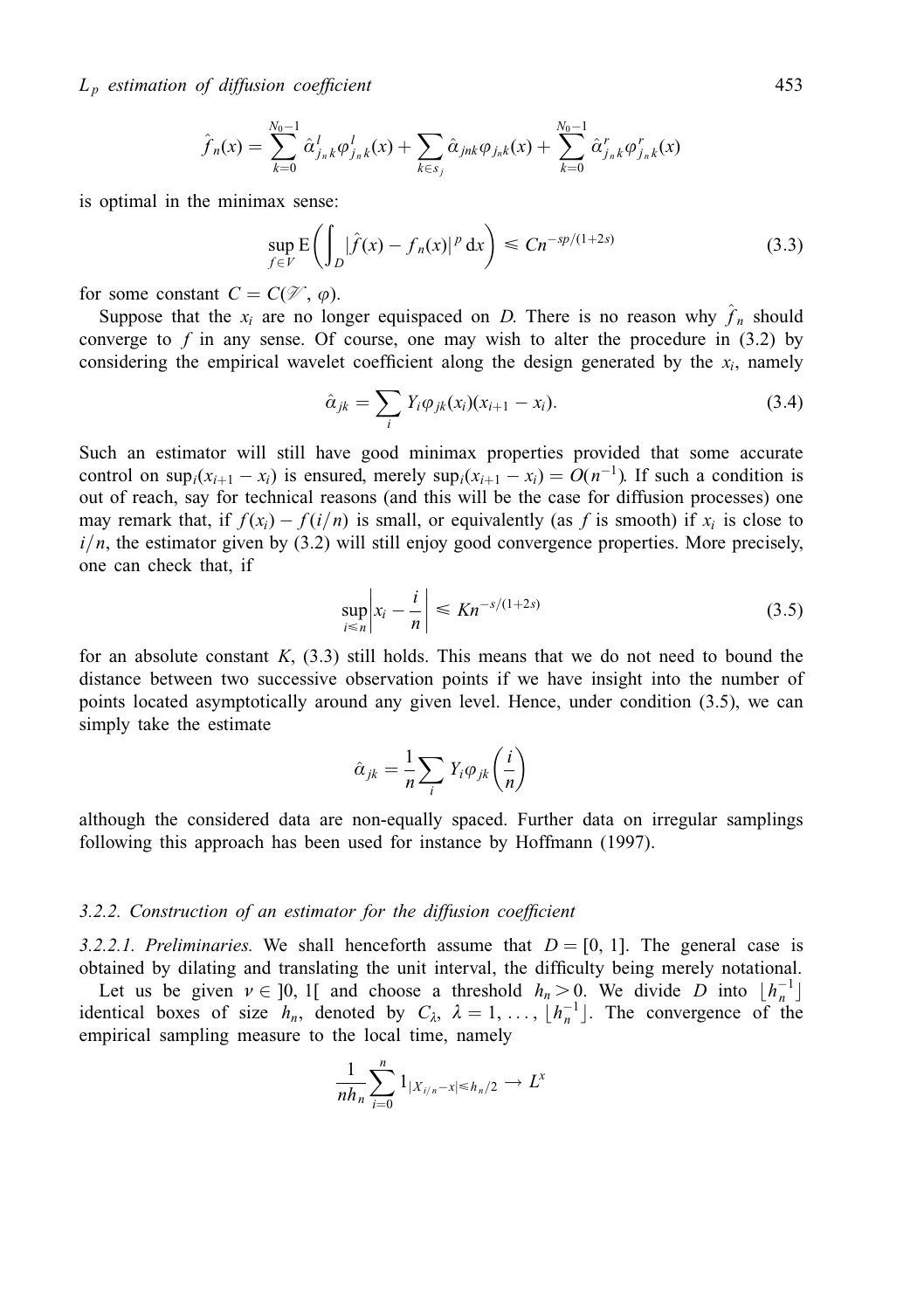$$\hat{f}_n(x) = \sum_{k=0}^{N_0-1} \hat{\alpha}^l_{j_n k} \varphi^l_{j_n k}(x) + \sum_{k \in s_j} \hat{\alpha}_{j n k} \varphi_{j_n k}(x) + \sum_{k=0}^{N_0-1} \hat{\alpha}^r_{j_n k} \varphi^r_{j_n k}(x)$$

is optimal in the minimax sense:

$$\sup_{f \in V} \mathrm{E}\left( \int_D |\hat{f}(x) - f_n(x)|^p \, \mathrm{d}x \right) \leqslant C n^{-sp/(1+2s)} \tag{3.3}$$

for some constant $C = C(\mathscr{V}, \varphi)$.

Suppose that the $x_i$ are no longer equispaced on $D$. There is no reason why $\hat{f}_n$ should converge to $f$ in any sense. Of course, one may wish to alter the procedure in (3.2) by considering the empirical wavelet coefficient along the design generated by the $x_i$, namely

$$\hat{\alpha}_{jk} = \sum_i Y_i \varphi_{jk}(x_i)(x_{i+1} - x_i). \tag{3.4}$$

Such an estimator will still have good minimax properties provided that some accurate control on $\sup_i(x_{i+1} - x_i)$ is ensured, merely $\sup_i(x_{i+1} - x_i) = O(n^{-1})$. If such a condition is out of reach, say for technical reasons (and this will be the case for diffusion processes) one may remark that, if $f(x_i) - f(i/n)$ is small, or equivalently (as $f$ is smooth) if $x_i$ is close to $i/n$, the estimator given by (3.2) will still enjoy good convergence properties. More precisely, one can check that, if

$$\sup_{i \leqslant n} \left| x_i - \frac{i}{n} \right| \leqslant K n^{-s/(1+2s)} \tag{3.5}$$

for an absolute constant $K$, (3.3) still holds. This means that we do not need to bound the distance between two successive observation points if we have insight into the number of points located asymptotically around any given level. Hence, under condition (3.5), we can simply take the estimate

$$\hat{\alpha}_{jk} = \frac{1}{n} \sum_i Y_i \varphi_{jk}\left( \frac{i}{n} \right)$$

although the considered data are non-equally spaced. Further data on irregular samplings following this approach has been used for instance by Hoffmann (1997).

### *3.2.2. Construction of an estimator for the diffusion coefficient*

*3.2.2.1. Preliminaries.* We shall henceforth assume that $D = [0, 1]$. The general case is obtained by dilating and translating the unit interval, the difficulty being merely notational.

Let us be given $\nu \in ]0, 1[$ and choose a threshold $h_n > 0$. We divide $D$ into $\lfloor h_n^{-1} \rfloor$ identical boxes of size $h_n$, denoted by $C_\lambda$, $\lambda = 1, \ldots, \lfloor h_n^{-1} \rfloor$. The convergence of the empirical sampling measure to the local time, namely

$$\frac{1}{n h_n} \sum_{i=0}^{n} 1_{|X_{i/n} - x| \leqslant h_n/2} \rightarrow L^x$$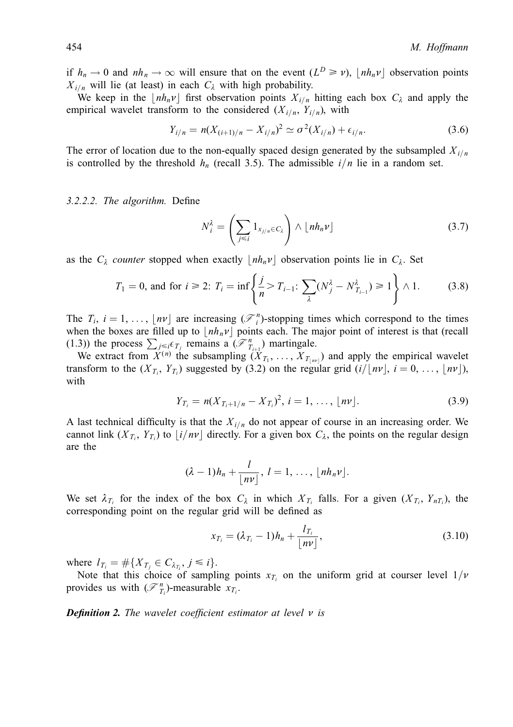if $h_n \to 0$ and $nh_n \to \infty$ will ensure that on the event $(L^D \geqslant \nu)$, $\lfloor nh_n\nu \rfloor$ observation points $X_{i/n}$ will lie (at least) in each $C_\lambda$ with high probability.

We keep in the $\lfloor nh_n\nu \rfloor$ first observation points $X_{i/n}$ hitting each box $C_\lambda$ and apply the empirical wavelet transform to the considered $(X_{i/n}, Y_{i/n})$, with

$$Y_{i/n} = n(X_{(i+1)/n} - X_{i/n})^2 \simeq \sigma^2(X_{i/n}) + \epsilon_{i/n}. \tag{3.6}$$

The error of location due to the non-equally spaced design generated by the subsampled $X_{i/n}$ is controlled by the threshold $h_n$ (recall 3.5). The admissible $i/n$ lie in a random set.

*3.2.2.2. The algorithm.* Define

$$N_i^\lambda = \left( \sum_{j \leqslant i} 1_{X_{j/n} \in C_\lambda} \right) \wedge \lfloor nh_n\nu \rfloor \tag{3.7}$$

as the $C_\lambda$ *counter* stopped when exactly $\lfloor nh_n\nu \rfloor$ observation points lie in $C_\lambda$. Set

$$T_1 = 0, \text{ and for } i \geqslant 2\text{: } T_i = \inf\left\{ \frac{j}{n} > T_{i-1}\text{: } \sum_\lambda (N_j^\lambda - N_{T_{i-1}}^\lambda) \geqslant 1 \right\} \wedge 1. \tag{3.8}$$

The $T_i$, $i = 1, \ldots, \lfloor n\nu \rfloor$ are increasing $(\mathscr{F}_i^n)$-stopping times which correspond to the times when the boxes are filled up to $\lfloor nh_n\nu \rfloor$ points each. The major point of interest is that (recall (1.3)) the process $\sum_{j \leqslant i} \epsilon_{T_j}$ remains a $(\mathscr{F}_{T_{i+1}}^n)$ martingale.

We extract from $X^{(n)}$ the subsampling $(X_{T_1}, \ldots, X_{T_{\lfloor n\nu \rfloor}})$ and apply the empirical wavelet transform to the $(X_{T_i}, Y_{T_i})$ suggested by (3.2) on the regular grid $(i/\lfloor n\nu \rfloor,\ i = 0, \ldots, \lfloor n\nu \rfloor)$, with

$$Y_{T_i} = n(X_{T_i + 1/n} - X_{T_i})^2,\ i = 1, \ldots, \lfloor n\nu \rfloor. \tag{3.9}$$

A last technical difficulty is that the $X_{i/n}$ do not appear of course in an increasing order. We cannot link $(X_{T_i}, Y_{T_i})$ to $\lfloor i/n\nu \rfloor$ directly. For a given box $C_\lambda$, the points on the regular design are the

$$(\lambda - 1)h_n + \frac{l}{\lfloor n\nu \rfloor},\ l = 1, \ldots, \lfloor nh_n\nu \rfloor.$$

We set $\lambda_{T_i}$ for the index of the box $C_\lambda$ in which $X_{T_i}$ falls. For a given $(X_{T_i}, Y_{nT_i})$, the corresponding point on the regular grid will be defined as

$$x_{T_i} = (\lambda_{T_i} - 1)h_n + \frac{l_{T_i}}{\lfloor n\nu \rfloor}, \tag{3.10}$$

where $l_{T_i} = \#\{X_{T_j} \in C_{\lambda_{T_i}},\ j \leqslant i\}$.

Note that this choice of sampling points $x_{T_i}$ on the uniform grid at courser level $1/\nu$ provides us with $(\mathscr{F}_{T_i}^n)$-measurable $x_{T_i}$.

***Definition 2.*** *The wavelet coefficient estimator at level $\nu$ is*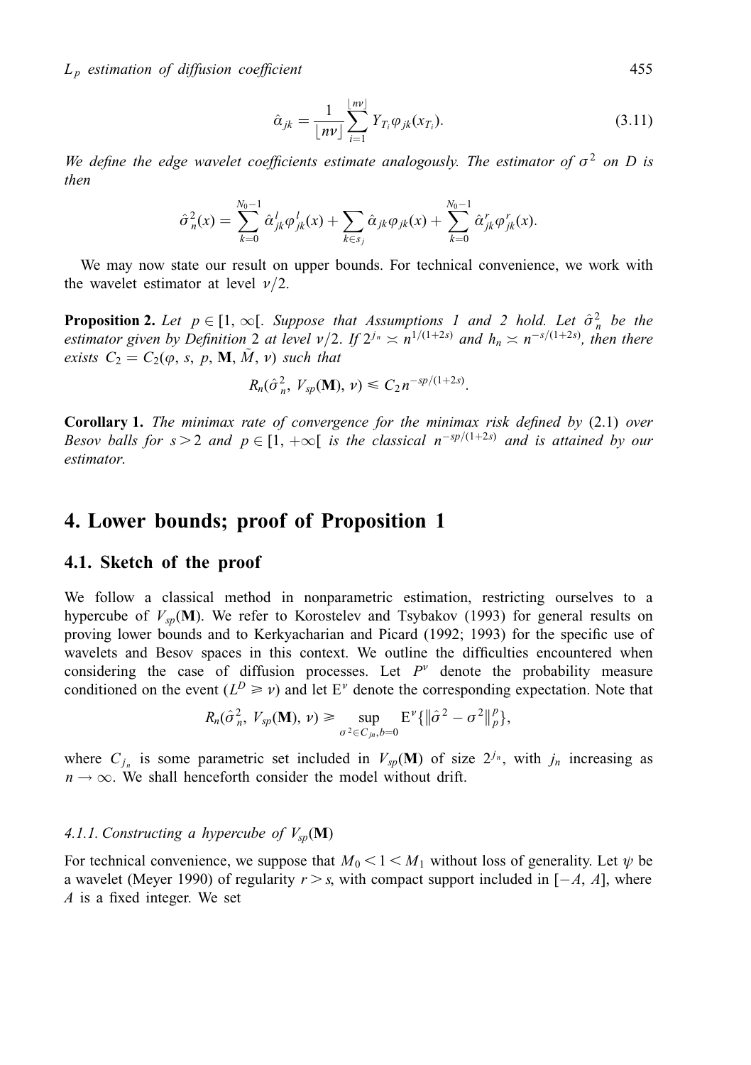$$\hat{\alpha}_{jk} = \frac{1}{\lfloor n\nu \rfloor} \sum_{i=1}^{\lfloor n\nu \rfloor} Y_{T_i} \varphi_{jk}(x_{T_i}). \tag{3.11}$$

*We define the edge wavelet coefficients estimate analogously. The estimator of $\sigma^2$ on $D$ is then*

$$\hat{\sigma}^2_n(x) = \sum_{k=0}^{N_0-1} \hat{\alpha}^l_{jk} \varphi^l_{jk}(x) + \sum_{k \in s_j} \hat{\alpha}_{jk} \varphi_{jk}(x) + \sum_{k=0}^{N_0-1} \hat{\alpha}^r_{jk} \varphi^r_{jk}(x).$$

We may now state our result on upper bounds. For technical convenience, we work with the wavelet estimator at level $\nu/2$.

**Proposition 2.** *Let $p \in [1, \infty[$. Suppose that Assumptions 1 and 2 hold. Let $\hat{\sigma}^2_n$ be the estimator given by Definition 2 at level $\nu/2$. If $2^{j_n} \asymp n^{1/(1+2s)}$ and $h_n \asymp n^{-s/(1+2s)}$, then there exists $C_2 = C_2(\varphi, s, p, \mathbf{M}, \tilde{M}, \nu)$ such that*

$$R_n(\hat{\sigma}^2_n, V_{sp}(\mathbf{M}), \nu) \leqslant C_2 n^{-sp/(1+2s)}.$$

**Corollary 1.** *The minimax rate of convergence for the minimax risk defined by* (2.1) *over Besov balls for $s > 2$ and $p \in [1, +\infty[$ is the classical $n^{-sp/(1+2s)}$ and is attained by our estimator.*

# 4. Lower bounds; proof of Proposition 1

## 4.1. Sketch of the proof

We follow a classical method in nonparametric estimation, restricting ourselves to a hypercube of $V_{sp}(\mathbf{M})$. We refer to Korostelev and Tsybakov (1993) for general results on proving lower bounds and to Kerkyacharian and Picard (1992; 1993) for the specific use of wavelets and Besov spaces in this context. We outline the difficulties encountered when considering the case of diffusion processes. Let $P^\nu$ denote the probability measure conditioned on the event $(L^D \geqslant \nu)$ and let $\mathrm{E}^\nu$ denote the corresponding expectation. Note that

$$R_n(\hat{\sigma}^2_n, V_{sp}(\mathbf{M}), \nu) \geqslant \sup_{\sigma^2 \in C_{jn}, b=0} \mathrm{E}^\nu \{ \|\hat{\sigma}^2 - \sigma^2\|^p_p \},$$

where $C_{j_n}$ is some parametric set included in $V_{sp}(\mathbf{M})$ of size $2^{j_n}$, with $j_n$ increasing as $n \to \infty$. We shall henceforth consider the model without drift.

### *4.1.1. Constructing a hypercube of $V_{sp}(\mathbf{M})$*

For technical convenience, we suppose that $M_0 < 1 < M_1$ without loss of generality. Let $\psi$ be a wavelet (Meyer 1990) of regularity $r > s$, with compact support included in $[-A, A]$, where $A$ is a fixed integer. We set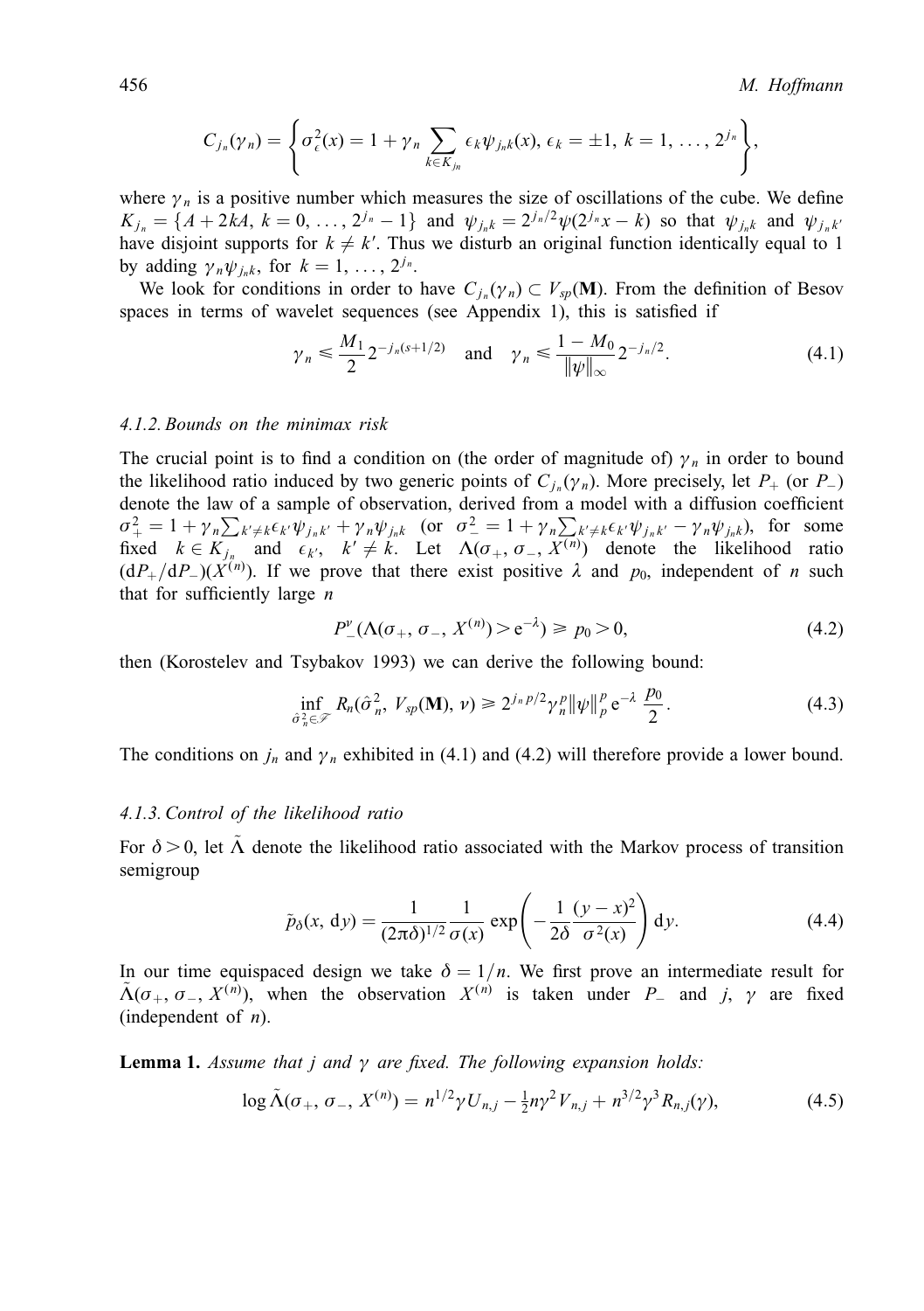$$C_{j_n}(\gamma_n) = \left\{ \sigma_\epsilon^2(x) = 1 + \gamma_n \sum_{k \in K_{j_n}} \epsilon_k \psi_{j_n k}(x),\, \epsilon_k = \pm 1,\, k = 1, \ldots, 2^{j_n} \right\},$$

where $\gamma_n$ is a positive number which measures the size of oscillations of the cube. We define $K_{j_n} = \{A + 2kA,\, k = 0, \ldots, 2^{j_n} - 1\}$ and $\psi_{j_n k} = 2^{j_n/2}\psi(2^{j_n}x - k)$ so that $\psi_{j_n k}$ and $\psi_{j_n k'}$ have disjoint supports for $k \neq k'$. Thus we disturb an original function identically equal to 1 by adding $\gamma_n \psi_{j_n k}$, for $k = 1, \ldots, 2^{j_n}$.

We look for conditions in order to have $C_{j_n}(\gamma_n) \subset V_{sp}(\mathbf{M})$. From the definition of Besov spaces in terms of wavelet sequences (see Appendix 1), this is satisfied if

$$\gamma_n \leqslant \frac{M_1}{2} 2^{-j_n(s+1/2)} \quad \text{and} \quad \gamma_n \leqslant \frac{1 - M_0}{\|\psi\|_\infty} 2^{-j_n/2}. \tag{4.1}$$

#### 4.1.2. Bounds on the minimax risk

The crucial point is to find a condition on (the order of magnitude of) $\gamma_n$ in order to bound the likelihood ratio induced by two generic points of $C_{j_n}(\gamma_n)$. More precisely, let $P_+$ (or $P_-$) denote the law of a sample of observation, derived from a model with a diffusion coefficient $\sigma_+^2 = 1 + \gamma_n \sum_{k' \neq k} \epsilon_{k'} \psi_{j_n k'} + \gamma_n \psi_{j_n k}$ (or $\sigma_-^2 = 1 + \gamma_n \sum_{k' \neq k} \epsilon_{k'} \psi_{j_n k'} - \gamma_n \psi_{j_n k}$), for some fixed $k \in K_{j_n}$ and $\epsilon_{k'}$, $k' \neq k$. Let $\Lambda(\sigma_+, \sigma_-, X^{(n)})$ denote the likelihood ratio $(\mathrm{d}P_+/\mathrm{d}P_-)(X^{(n)})$. If we prove that there exist positive $\lambda$ and $p_0$, independent of $n$ such that for sufficiently large $n$

$$P_-^\nu(\Lambda(\sigma_+, \sigma_-, X^{(n)}) > \mathrm{e}^{-\lambda}) \geqslant p_0 > 0, \tag{4.2}$$

then (Korostelev and Tsybakov 1993) we can derive the following bound:

$$\inf_{\hat{\sigma}_n^2 \in \mathcal{F}} R_n(\hat{\sigma}_n^2, V_{sp}(\mathbf{M}), \nu) \geqslant 2^{j_n p/2} \gamma_n^p \|\psi\|_p^p \,\mathrm{e}^{-\lambda} \frac{p_0}{2}. \tag{4.3}$$

The conditions on $j_n$ and $\gamma_n$ exhibited in (4.1) and (4.2) will therefore provide a lower bound.

#### 4.1.3. Control of the likelihood ratio

For $\delta > 0$, let $\tilde{\Lambda}$ denote the likelihood ratio associated with the Markov process of transition semigroup

$$\tilde{p}_\delta(x, \mathrm{d}y) = \frac{1}{(2\pi\delta)^{1/2}} \frac{1}{\sigma(x)} \exp\left( -\frac{1}{2\delta} \frac{(y - x)^2}{\sigma^2(x)} \right) \mathrm{d}y. \tag{4.4}$$

In our time equispaced design we take $\delta = 1/n$. We first prove an intermediate result for $\tilde{\Lambda}(\sigma_+, \sigma_-, X^{(n)})$, when the observation $X^{(n)}$ is taken under $P_-$ and $j$, $\gamma$ are fixed (independent of $n$).

**Lemma 1.** *Assume that $j$ and $\gamma$ are fixed. The following expansion holds:*

$$\log \tilde{\Lambda}(\sigma_+, \sigma_-, X^{(n)}) = n^{1/2}\gamma U_{n,j} - \tfrac{1}{2} n \gamma^2 V_{n,j} + n^{3/2}\gamma^3 R_{n,j}(\gamma), \tag{4.5}$$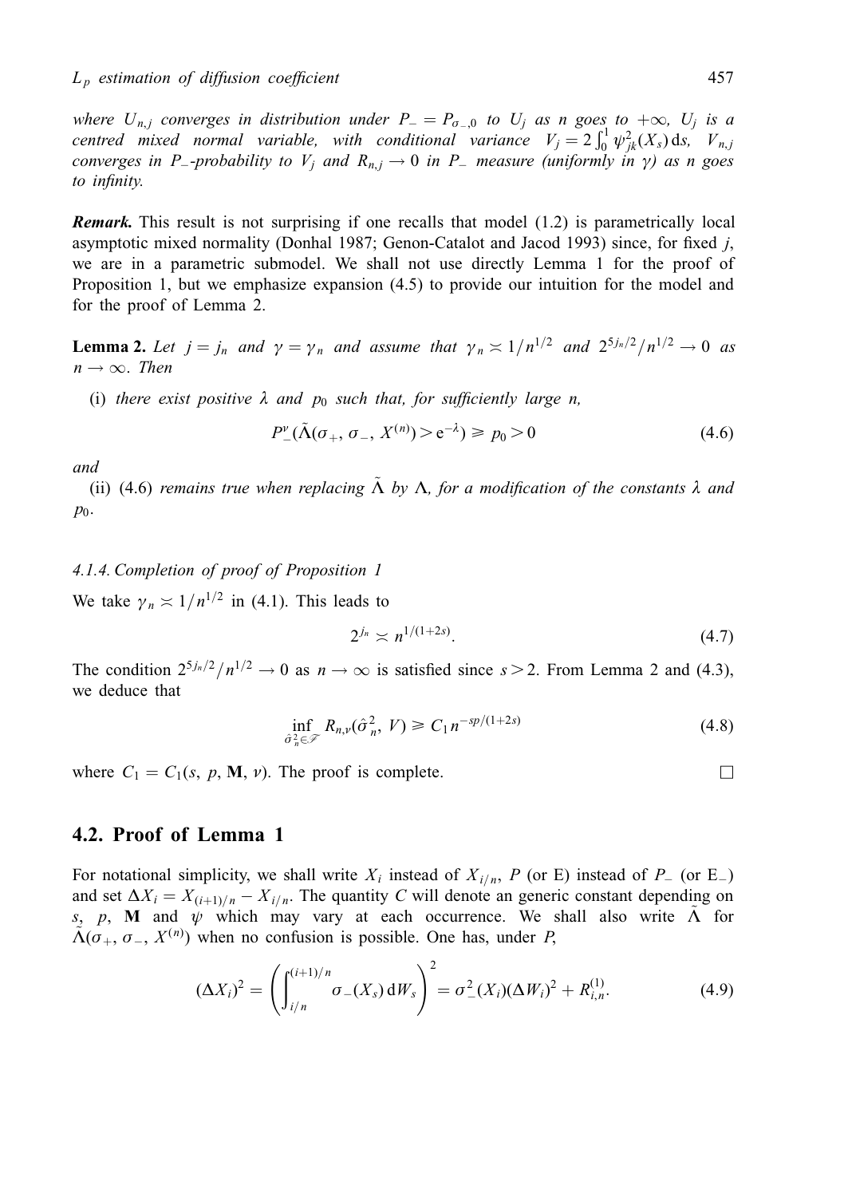*where $U_{n,j}$ converges in distribution under $P_- = P_{\sigma_-,0}$ to $U_j$ as $n$ goes to $+\infty$, $U_j$ is a centred mixed normal variable, with conditional variance $V_j = 2\int_0^1 \psi_{jk}^2(X_s)\,\mathrm{d}s$, $V_{n,j}$ converges in $P_-$-probability to $V_j$ and $R_{n,j} \to 0$ in $P_-$ measure (uniformly in $\gamma$) as $n$ goes to infinity.*

***Remark.*** This result is not surprising if one recalls that model (1.2) is parametrically local asymptotic mixed normality (Donhal 1987; Genon-Catalot and Jacod 1993) since, for fixed $j$, we are in a parametric submodel. We shall not use directly Lemma 1 for the proof of Proposition 1, but we emphasize expansion (4.5) to provide our intuition for the model and for the proof of Lemma 2.

**Lemma 2.** *Let $j = j_n$ and $\gamma = \gamma_n$ and assume that $\gamma_n \asymp 1/n^{1/2}$ and $2^{5j_n/2}/n^{1/2} \to 0$ as $n \to \infty$. Then*

(i) *there exist positive $\lambda$ and $p_0$ such that, for sufficiently large $n$,*

$$P_-^{\nu}(\tilde{\Lambda}(\sigma_+, \sigma_-, X^{(n)}) > \mathrm{e}^{-\lambda}) \geqslant p_0 > 0 \tag{4.6}$$

*and*

(ii) *(4.6) remains true when replacing $\tilde{\Lambda}$ by $\Lambda$, for a modification of the constants $\lambda$ and $p_0$.*

#### *4.1.4. Completion of proof of Proposition 1*

We take $\gamma_n \asymp 1/n^{1/2}$ in (4.1). This leads to

$$2^{j_n} \asymp n^{1/(1+2s)}. \tag{4.7}$$

The condition $2^{5j_n/2}/n^{1/2} \to 0$ as $n \to \infty$ is satisfied since $s > 2$. From Lemma 2 and (4.3), we deduce that

$$\inf_{\hat{\sigma}_n^2 \in \mathscr{F}} R_{n,\nu}(\hat{\sigma}_n^2, V) \geqslant C_1 n^{-sp/(1+2s)} \tag{4.8}$$

where $C_1 = C_1(s, p, \mathbf{M}, \nu)$. The proof is complete. $\square$

## 4.2. Proof of Lemma 1

For notational simplicity, we shall write $X_i$ instead of $X_{i/n}$, $P$ (or E) instead of $P_-$ (or $\mathrm{E}_-$) and set $\Delta X_i = X_{(i+1)/n} - X_{i/n}$. The quantity $C$ will denote an generic constant depending on $s$, $p$, $\mathbf{M}$ and $\psi$ which may vary at each occurrence. We shall also write $\tilde{\Lambda}$ for $\tilde{\Lambda}(\sigma_+, \sigma_-, X^{(n)})$ when no confusion is possible. One has, under $P$,

$$(\Delta X_i)^2 = \left( \int_{i/n}^{(i+1)/n} \sigma_-(X_s)\,\mathrm{d}W_s \right)^2 = \sigma_-^2(X_i)(\Delta W_i)^2 + R_{i,n}^{(1)}. \tag{4.9}$$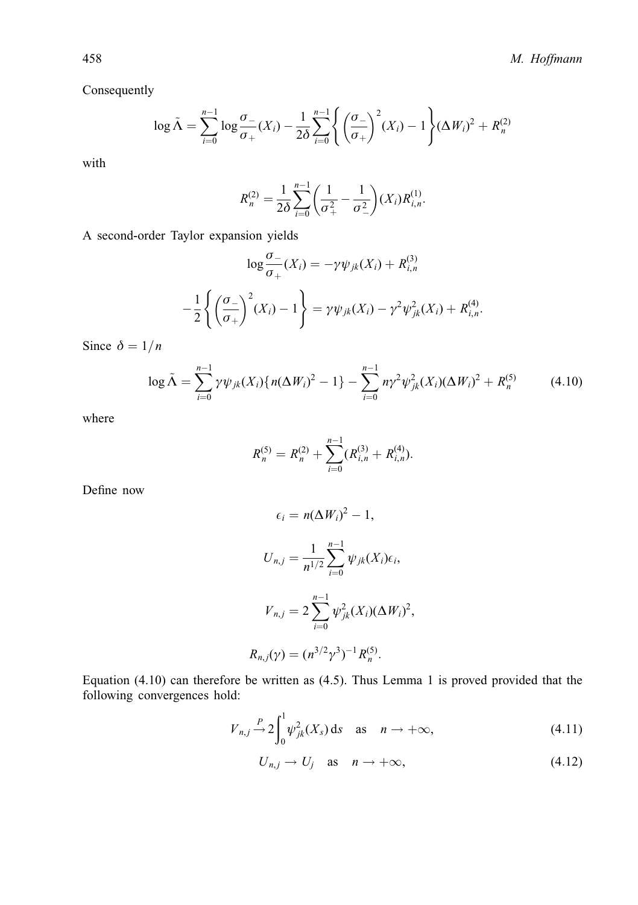Consequently

$$\log \tilde{\Lambda} = \sum_{i=0}^{n-1} \log \frac{\sigma_-}{\sigma_+}(X_i) - \frac{1}{2\delta} \sum_{i=0}^{n-1} \left\{ \left( \frac{\sigma_-}{\sigma_+} \right)^2 (X_i) - 1 \right\} (\Delta W_i)^2 + R_n^{(2)}$$

with

$$R_n^{(2)} = \frac{1}{2\delta} \sum_{i=0}^{n-1} \left( \frac{1}{\sigma_+^2} - \frac{1}{\sigma_-^2} \right) (X_i) R_{i,n}^{(1)}.$$

A second-order Taylor expansion yields

$$\log \frac{\sigma_-}{\sigma_+}(X_i) = -\gamma \psi_{jk}(X_i) + R_{i,n}^{(3)}$$

$$-\frac{1}{2} \left\{ \left( \frac{\sigma_-}{\sigma_+} \right)^2 (X_i) - 1 \right\} = \gamma \psi_{jk}(X_i) - \gamma^2 \psi_{jk}^2(X_i) + R_{i,n}^{(4)}.$$

Since $\delta = 1/n$

$$\log \tilde{\Lambda} = \sum_{i=0}^{n-1} \gamma \psi_{jk}(X_i) \{ n(\Delta W_i)^2 - 1 \} - \sum_{i=0}^{n-1} n \gamma^2 \psi_{jk}^2(X_i) (\Delta W_i)^2 + R_n^{(5)} \tag{4.10}$$

where

$$R_n^{(5)} = R_n^{(2)} + \sum_{i=0}^{n-1} (R_{i,n}^{(3)} + R_{i,n}^{(4)}).$$

Define now

$$\epsilon_i = n(\Delta W_i)^2 - 1,$$

$$U_{n,j} = \frac{1}{n^{1/2}} \sum_{i=0}^{n-1} \psi_{jk}(X_i) \epsilon_i,$$

$$V_{n,j} = 2 \sum_{i=0}^{n-1} \psi_{jk}^2(X_i) (\Delta W_i)^2,$$

$$R_{n,j}(\gamma) = (n^{3/2} \gamma^3)^{-1} R_n^{(5)}.$$

Equation (4.10) can therefore be written as (4.5). Thus Lemma 1 is proved provided that the following convergences hold:

$$V_{n,j} \xrightarrow{P} 2 \int_0^1 \psi_{jk}^2(X_s) \, \mathrm{d}s \quad \text{as} \quad n \to +\infty, \tag{4.11}$$

$$U_{n,j} \to U_j \quad \text{as} \quad n \to +\infty, \tag{4.12}$$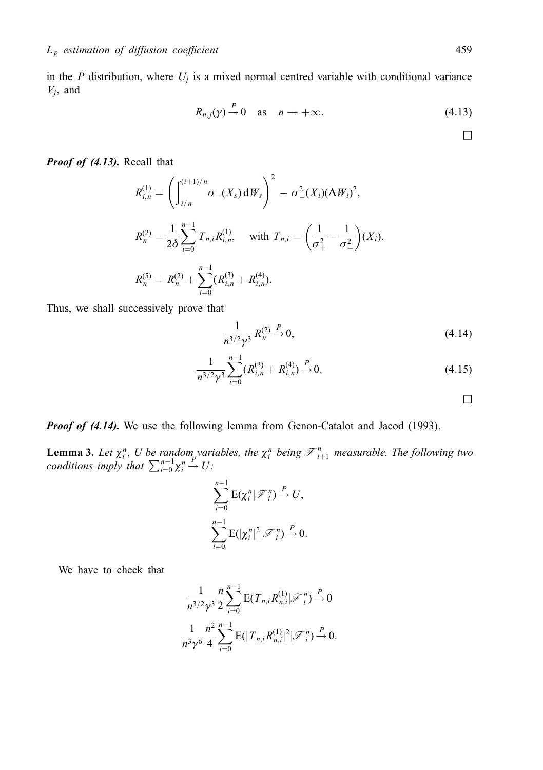in the $P$ distribution, where $U_j$ is a mixed normal centred variable with conditional variance $V_j$, and

$$R_{n,j}(\gamma) \xrightarrow{P} 0 \quad \text{as} \quad n \to +\infty. \tag{4.13}$$

□

***Proof of (4.13).*** Recall that

$$R^{(1)}_{i,n} = \left( \int_{i/n}^{(i+1)/n} \sigma_-(X_s)\, \mathrm{d}W_s \right)^2 - \sigma^2_-(X_i)(\Delta W_i)^2,$$

$$R^{(2)}_n = \frac{1}{2\delta} \sum_{i=0}^{n-1} T_{n,i} R^{(1)}_{i,n}, \quad \text{with } T_{n,i} = \left( \frac{1}{\sigma^2_+} - \frac{1}{\sigma^2_-} \right)(X_i).$$

$$R^{(5)}_n = R^{(2)}_n + \sum_{i=0}^{n-1} (R^{(3)}_{i,n} + R^{(4)}_{i,n}).$$

Thus, we shall successively prove that

$$\frac{1}{n^{3/2}\gamma^3} R^{(2)}_n \xrightarrow{P} 0, \tag{4.14}$$

$$\frac{1}{n^{3/2}\gamma^3} \sum_{i=0}^{n-1} (R^{(3)}_{i,n} + R^{(4)}_{i,n}) \xrightarrow{P} 0. \tag{4.15}$$

□

***Proof of (4.14).*** We use the following lemma from Genon-Catalot and Jacod (1993).

**Lemma 3.** *Let $\chi^n_i$, $U$ be random variables, the $\chi^n_i$ being $\mathscr{F}^n_{i+1}$ measurable. The following two conditions imply that $\sum_{i=0}^{n-1} \chi^n_i \xrightarrow{P} U$:*

$$\sum_{i=0}^{n-1} \mathrm{E}(\chi^n_i | \mathscr{F}^n_i) \xrightarrow{P} U,$$

$$\sum_{i=0}^{n-1} \mathrm{E}(|\chi^n_i|^2 | \mathscr{F}^n_i) \xrightarrow{P} 0.$$

We have to check that

$$\frac{1}{n^{3/2}\gamma^3} \frac{n}{2} \sum_{i=0}^{n-1} \mathrm{E}(T_{n,i} R^{(1)}_{n,i} | \mathscr{F}^n_i) \xrightarrow{P} 0$$

$$\frac{1}{n^3\gamma^6} \frac{n^2}{4} \sum_{i=0}^{n-1} \mathrm{E}(|T_{n,i} R^{(1)}_{n,i}|^2 | \mathscr{F}^n_i) \xrightarrow{P} 0.$$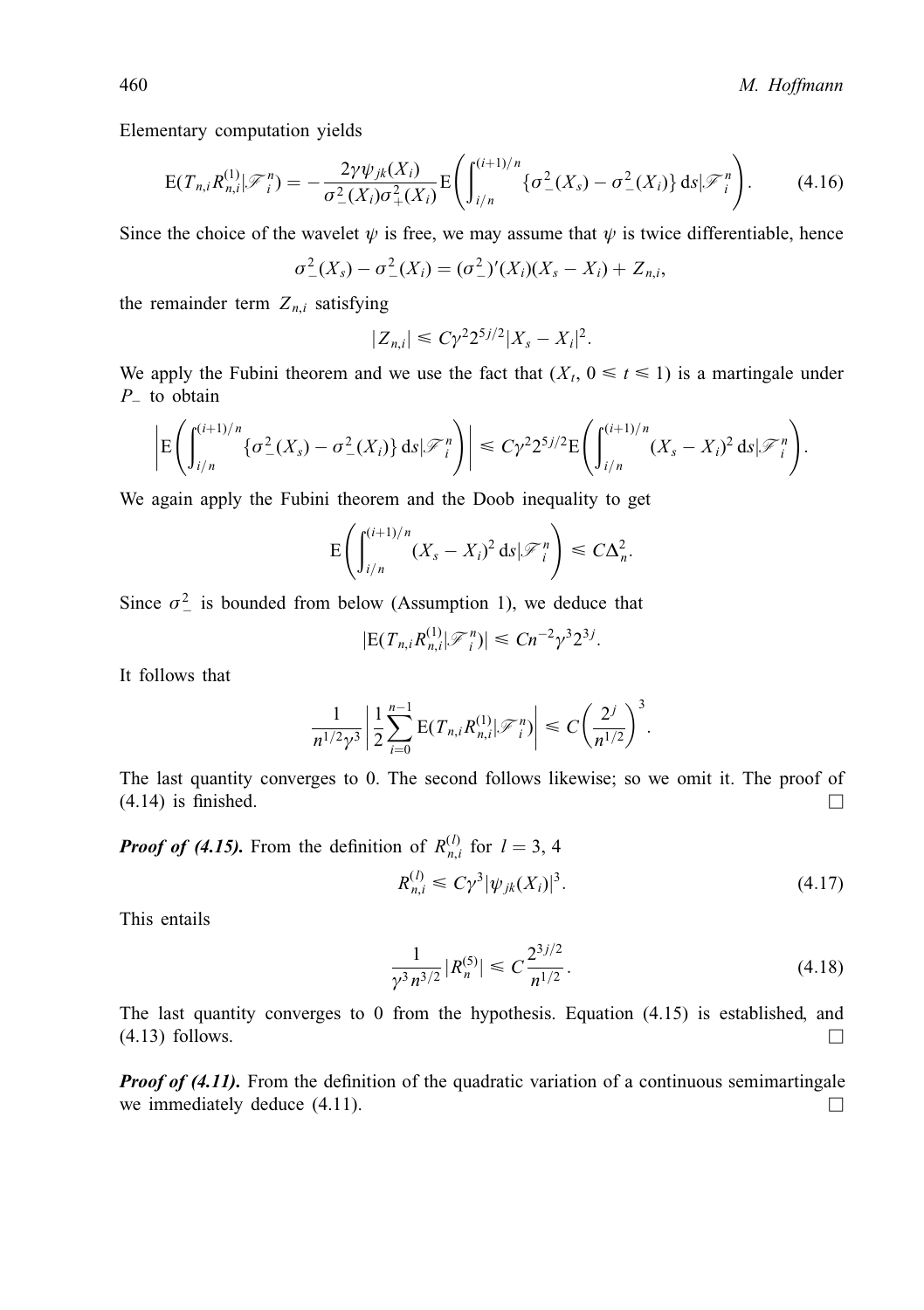Elementary computation yields

$$\mathrm{E}(T_{n,i}R_{n,i}^{(1)}|\mathscr{F}_i^n) = -\frac{2\gamma\psi_{jk}(X_i)}{\sigma_-^2(X_i)\sigma_+^2(X_i)}\mathrm{E}\left(\int_{i/n}^{(i+1)/n}\{\sigma_-^2(X_s) - \sigma_-^2(X_i)\}\,\mathrm{d}s|\mathscr{F}_i^n\right). \tag{4.16}$$

Since the choice of the wavelet $\psi$ is free, we may assume that $\psi$ is twice differentiable, hence

$$\sigma_-^2(X_s) - \sigma_-^2(X_i) = (\sigma_-^2)'(X_i)(X_s - X_i) + Z_{n,i},$$

the remainder term $Z_{n,i}$ satisfying

$$|Z_{n,i}| \leqslant C\gamma^2 2^{5j/2}|X_s - X_i|^2.$$

We apply the Fubini theorem and we use the fact that $(X_t, 0 \leqslant t \leqslant 1)$ is a martingale under $P_-$ to obtain

$$\left|\mathrm{E}\left(\int_{i/n}^{(i+1)/n}\{\sigma_-^2(X_s) - \sigma_-^2(X_i)\}\,\mathrm{d}s|\mathscr{F}_i^n\right)\right| \leqslant C\gamma^2 2^{5j/2}\mathrm{E}\left(\int_{i/n}^{(i+1)/n}(X_s - X_i)^2\,\mathrm{d}s|\mathscr{F}_i^n\right).$$

We again apply the Fubini theorem and the Doob inequality to get

$$\mathrm{E}\left(\int_{i/n}^{(i+1)/n}(X_s - X_i)^2\,\mathrm{d}s|\mathscr{F}_i^n\right) \leqslant C\Delta_n^2.$$

Since $\sigma_-^2$ is bounded from below (Assumption 1), we deduce that

$$|\mathrm{E}(T_{n,i}R_{n,i}^{(1)}|\mathscr{F}_i^n)| \leqslant Cn^{-2}\gamma^3 2^{3j}.$$

It follows that

$$\frac{1}{n^{1/2}\gamma^3}\left|\frac{1}{2}\sum_{i=0}^{n-1}\mathrm{E}(T_{n,i}R_{n,i}^{(1)}|\mathscr{F}_i^n)\right| \leqslant C\left(\frac{2^j}{n^{1/2}}\right)^3.$$

The last quantity converges to 0. The second follows likewise; so we omit it. The proof of (4.14) is finished. □

***Proof of (4.15).*** From the definition of $R_{n,i}^{(l)}$ for $l = 3, 4$

$$R_{n,i}^{(l)} \leqslant C\gamma^3|\psi_{jk}(X_i)|^3. \tag{4.17}$$

This entails

$$\frac{1}{\gamma^3 n^{3/2}}|R_n^{(5)}| \leqslant C\frac{2^{3j/2}}{n^{1/2}}. \tag{4.18}$$

The last quantity converges to 0 from the hypothesis. Equation (4.15) is established, and (4.13) follows. □

***Proof of (4.11).*** From the definition of the quadratic variation of a continuous semimartingale we immediately deduce (4.11). □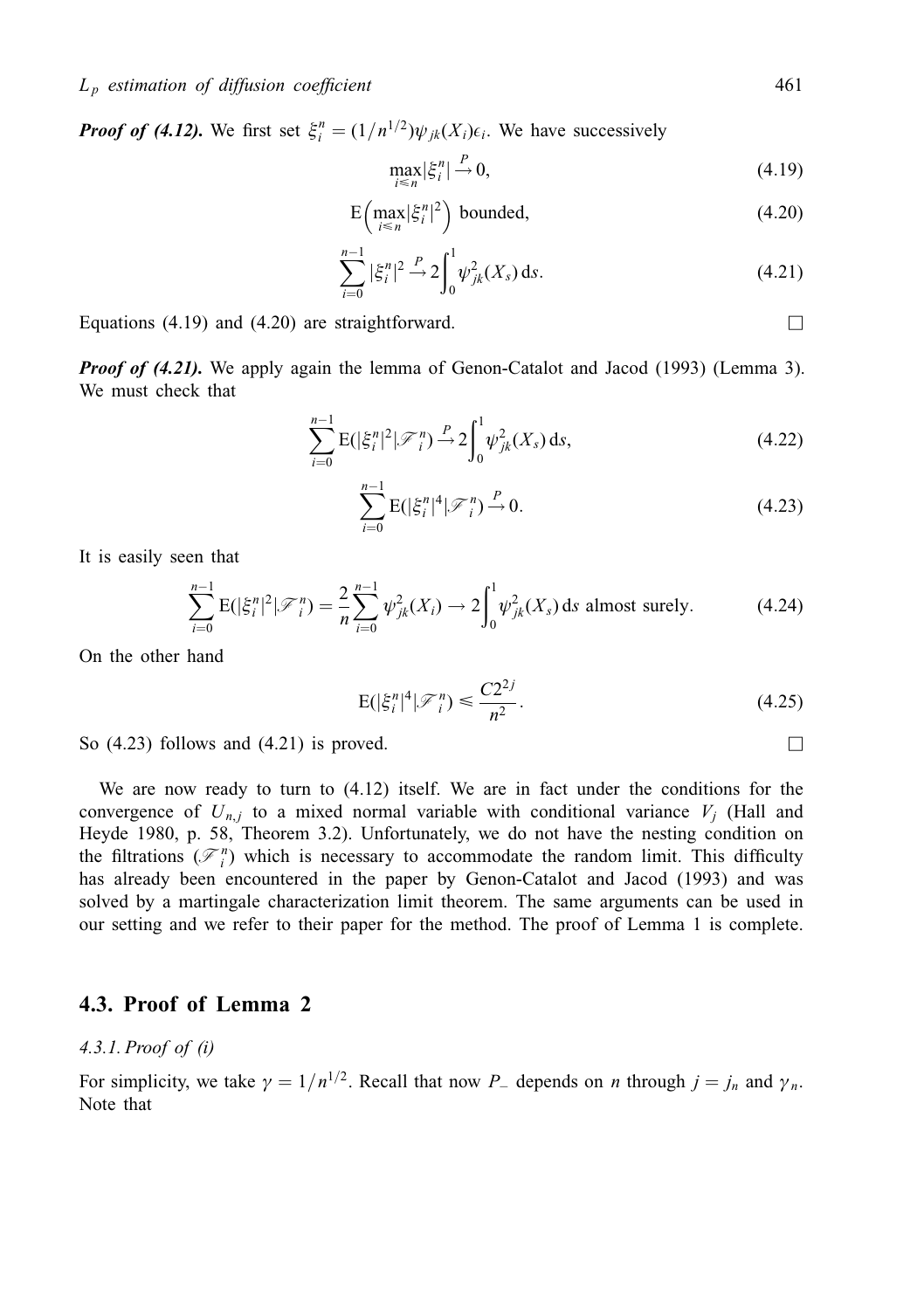***Proof of (4.12).*** We first set $\xi_i^n = (1/n^{1/2})\psi_{jk}(X_i)\epsilon_i$. We have successively

$$\max_{i \leqslant n} |\xi_i^n| \xrightarrow{P} 0, \tag{4.19}$$

$$\mathrm{E}\Big(\max_{i \leqslant n} |\xi_i^n|^2\Big) \text{ bounded}, \tag{4.20}$$

$$\sum_{i=0}^{n-1} |\xi_i^n|^2 \xrightarrow{P} 2\int_0^1 \psi_{jk}^2(X_s)\,\mathrm{d}s. \tag{4.21}$$

Equations (4.19) and (4.20) are straightforward. □

***Proof of (4.21).*** We apply again the lemma of Genon-Catalot and Jacod (1993) (Lemma 3). We must check that

$$\sum_{i=0}^{n-1} \mathrm{E}(|\xi_i^n|^2 | \mathscr{F}_i^n) \xrightarrow{P} 2\int_0^1 \psi_{jk}^2(X_s)\,\mathrm{d}s, \tag{4.22}$$

$$\sum_{i=0}^{n-1} \mathrm{E}(|\xi_i^n|^4 | \mathscr{F}_i^n) \xrightarrow{P} 0. \tag{4.23}$$

It is easily seen that

$$\sum_{i=0}^{n-1} \mathrm{E}(|\xi_i^n|^2 | \mathscr{F}_i^n) = \frac{2}{n}\sum_{i=0}^{n-1} \psi_{jk}^2(X_i) \to 2\int_0^1 \psi_{jk}^2(X_s)\,\mathrm{d}s \text{ almost surely}. \tag{4.24}$$

On the other hand

$$\mathrm{E}(|\xi_i^n|^4 | \mathscr{F}_i^n) \leqslant \frac{C2^{2j}}{n^2}. \tag{4.25}$$

So (4.23) follows and (4.21) is proved. □

We are now ready to turn to (4.12) itself. We are in fact under the conditions for the convergence of $U_{n,j}$ to a mixed normal variable with conditional variance $V_j$ (Hall and Heyde 1980, p. 58, Theorem 3.2). Unfortunately, we do not have the nesting condition on the filtrations $(\mathscr{F}_i^n)$ which is necessary to accommodate the random limit. This difficulty has already been encountered in the paper by Genon-Catalot and Jacod (1993) and was solved by a martingale characterization limit theorem. The same arguments can be used in our setting and we refer to their paper for the method. The proof of Lemma 1 is complete.

## 4.3. Proof of Lemma 2

*4.3.1. Proof of (i)*

For simplicity, we take $\gamma = 1/n^{1/2}$. Recall that now $P_-$ depends on $n$ through $j = j_n$ and $\gamma_n$. Note that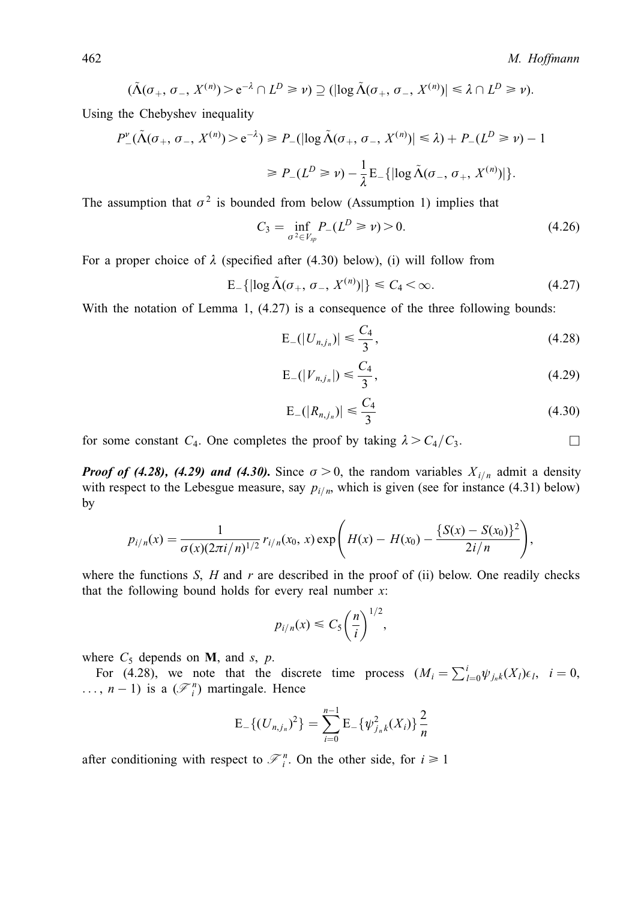$$(\tilde{\Lambda}(\sigma_+, \sigma_-, X^{(n)}) > \mathrm{e}^{-\lambda} \cap L^D \geqslant \nu) \supseteq (|\log \tilde{\Lambda}(\sigma_+, \sigma_-, X^{(n)})| \leqslant \lambda \cap L^D \geqslant \nu).$$

Using the Chebyshev inequality

$$P_-^\nu(\tilde{\Lambda}(\sigma_+, \sigma_-, X^{(n)}) > \mathrm{e}^{-\lambda}) \geqslant P_-(|\log \tilde{\Lambda}(\sigma_+, \sigma_-, X^{(n)})| \leqslant \lambda) + P_-(L^D \geqslant \nu) - 1$$

$$\geqslant P_-(L^D \geqslant \nu) - \frac{1}{\lambda}\mathrm{E}_-\{|\log \tilde{\Lambda}(\sigma_-, \sigma_+, X^{(n)})|\}.$$

The assumption that $\sigma^2$ is bounded from below (Assumption 1) implies that

$$C_3 = \inf_{\sigma^2 \in V_{sp}} P_-(L^D \geqslant \nu) > 0. \tag{4.26}$$

For a proper choice of $\lambda$ (specified after (4.30) below), (i) will follow from

$$\mathrm{E}_-\{|\log \tilde{\Lambda}(\sigma_+, \sigma_-, X^{(n)})|\} \leqslant C_4 < \infty. \tag{4.27}$$

With the notation of Lemma 1, (4.27) is a consequence of the three following bounds:

$$\mathrm{E}_-(|U_{n,j_n})| \leqslant \frac{C_4}{3}, \tag{4.28}$$

$$\mathrm{E}_-(|V_{n,j_n}|) \leqslant \frac{C_4}{3}, \tag{4.29}$$

$$\mathrm{E}_-(|R_{n,j_n})| \leqslant \frac{C_4}{3} \tag{4.30}$$

for some constant $C_4$. One completes the proof by taking $\lambda > C_4/C_3$. □

***Proof of (4.28), (4.29) and (4.30).*** Since $\sigma > 0$, the random variables $X_{i/n}$ admit a density with respect to the Lebesgue measure, say $p_{i/n}$, which is given (see for instance (4.31) below) by

$$p_{i/n}(x) = \frac{1}{\sigma(x)(2\pi i/n)^{1/2}} r_{i/n}(x_0, x) \exp\left( H(x) - H(x_0) - \frac{\{S(x) - S(x_0)\}^2}{2i/n} \right),$$

where the functions $S$, $H$ and $r$ are described in the proof of (ii) below. One readily checks that the following bound holds for every real number $x$:

$$p_{i/n}(x) \leqslant C_5 \left(\frac{n}{i}\right)^{1/2},$$

where $C_5$ depends on $\mathbf{M}$, and $s$, $p$.

For (4.28), we note that the discrete time process $(M_i = \sum_{l=0}^{i} \psi_{j_n k}(X_l)\epsilon_l,\ \ i = 0, \ldots, n-1)$ is a $(\mathscr{F}_i^n)$ martingale. Hence

$$\mathrm{E}_-\{(U_{n,j_n})^2\} = \sum_{i=0}^{n-1} \mathrm{E}_-\{\psi_{j_n k}^2(X_i)\} \frac{2}{n}$$

after conditioning with respect to $\mathscr{F}_i^n$. On the other side, for $i \geqslant 1$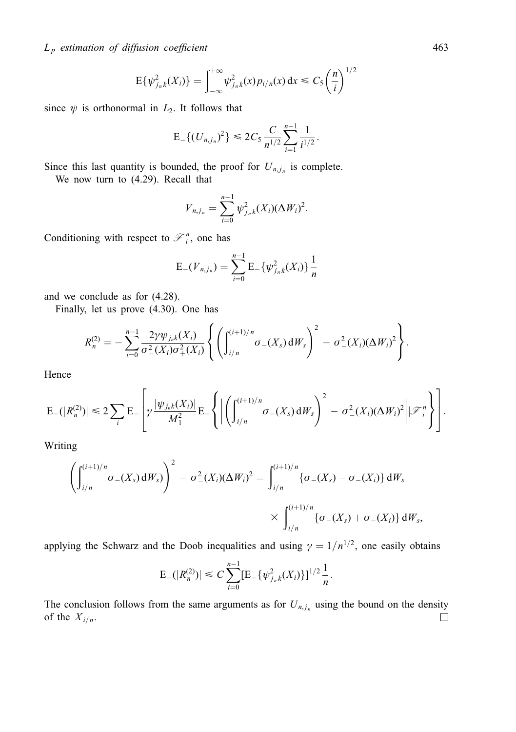$$\mathrm{E}\{\psi_{j_n k}^2(X_i)\} = \int_{-\infty}^{+\infty} \psi_{j_n k}^2(x) p_{i/n}(x)\,\mathrm{d}x \leqslant C_5 \left(\frac{n}{i}\right)^{1/2}$$

since $\psi$ is orthonormal in $L_2$. It follows that

$$\mathrm{E}_{-}\{(U_{n,j_n})^2\} \leqslant 2C_5 \frac{C}{n^{1/2}} \sum_{i=1}^{n-1} \frac{1}{i^{1/2}}.$$

Since this last quantity is bounded, the proof for $U_{n,j_n}$ is complete.

We now turn to (4.29). Recall that

$$V_{n,j_n} = \sum_{i=0}^{n-1} \psi_{j_n k}^2(X_i)(\Delta W_i)^2.$$

Conditioning with respect to $\mathscr{F}_i^n$, one has

$$\mathrm{E}_{-}(V_{n,j_n}) = \sum_{i=0}^{n-1} \mathrm{E}_{-}\{\psi_{j_n k}^2(X_i)\} \frac{1}{n}$$

and we conclude as for (4.28).

Finally, let us prove (4.30). One has

$$R_n^{(2)} = -\sum_{i=0}^{n-1} \frac{2\gamma \psi_{j_n k}(X_i)}{\sigma_{-}^2(X_i)\sigma_{+}^2(X_i)} \left\{ \left( \int_{i/n}^{(i+1)/n} \sigma_{-}(X_s)\,\mathrm{d}W_s \right)^2 - \sigma_{-}^2(X_i)(\Delta W_i)^2 \right\}.$$

Hence

$$\mathrm{E}_{-}(|R_n^{(2)}|) \leqslant 2 \sum_i \mathrm{E}_{-}\left[ \gamma \frac{|\psi_{j_n k}(X_i)|}{M_1^2} \mathrm{E}_{-}\left\{ \left| \left( \int_{i/n}^{(i+1)/n} \sigma_{-}(X_s)\,\mathrm{d}W_s \right)^2 - \sigma_{-}^2(X_i)(\Delta W_i)^2 \right| \mathscr{F}_i^n \right\} \right].$$

Writing

$$\left( \int_{i/n}^{(i+1)/n} \sigma_{-}(X_s)\,\mathrm{d}W_s \right)^2 - \sigma_{-}^2(X_i)(\Delta W_i)^2 = \int_{i/n}^{(i+1)/n} \{\sigma_{-}(X_s) - \sigma_{-}(X_i)\}\,\mathrm{d}W_s \times \int_{i/n}^{(i+1)/n} \{\sigma_{-}(X_s) + \sigma_{-}(X_i)\}\,\mathrm{d}W_s,$$

applying the Schwarz and the Doob inequalities and using $\gamma = 1/n^{1/2}$, one easily obtains

$$\mathrm{E}_{-}(|R_n^{(2)}|) \leqslant C \sum_{i=0}^{n-1} [\mathrm{E}_{-}\{\psi_{j_n k}^2(X_i)\}]^{1/2} \frac{1}{n}.$$

The conclusion follows from the same arguments as for $U_{n,j_n}$ using the bound on the density of the $X_{i/n}$. $\square$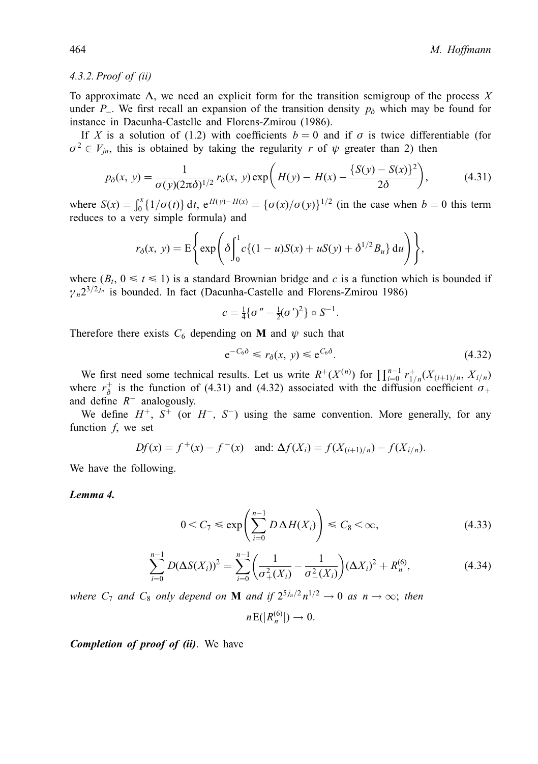#### 4.3.2. Proof of (ii)

To approximate $\Lambda$, we need an explicit form for the transition semigroup of the process $X$ under $P_{-}$. We first recall an expansion of the transition density $p_\delta$ which may be found for instance in Dacunha-Castelle and Florens-Zmirou (1986).

If $X$ is a solution of (1.2) with coefficients $b = 0$ and if $\sigma$ is twice differentiable (for $\sigma^2 \in V_{jn}$, this is obtained by taking the regularity $r$ of $\psi$ greater than 2) then

$$p_\delta(x, y) = \frac{1}{\sigma(y)(2\pi\delta)^{1/2}} r_\delta(x, y) \exp\left( H(y) - H(x) - \frac{\{S(y) - S(x)\}^2}{2\delta} \right), \tag{4.31}$$

where $S(x) = \int_0^x \{1/\sigma(t)\}\, \mathrm{d}t$, $\mathrm{e}^{H(y) - H(x)} = \{\sigma(x)/\sigma(y)\}^{1/2}$ (in the case when $b = 0$ this term reduces to a very simple formula) and

$$r_\delta(x, y) = \mathrm{E}\left\{ \exp\left( \delta \int_0^1 c\{(1-u)S(x) + uS(y) + \delta^{1/2} B_u\}\, \mathrm{d}u \right) \right\},$$

where $(B_t, 0 \leqslant t \leqslant 1)$ is a standard Brownian bridge and $c$ is a function which is bounded if $\gamma_n 2^{3/2 j_n}$ is bounded. In fact (Dacunha-Castelle and Florens-Zmirou 1986)

$$c = \tfrac{1}{4}\{\sigma'' - \tfrac{1}{2}(\sigma')^2\} \circ S^{-1}.$$

Therefore there exists $C_6$ depending on $\mathbf{M}$ and $\psi$ such that

$$\mathrm{e}^{-C_6\delta} \leqslant r_\delta(x, y) \leqslant \mathrm{e}^{C_6\delta}. \tag{4.32}$$

We first need some technical results. Let us write $R^+(X^{(n)})$ for $\prod_{i=0}^{n-1} r^+_{1/n}(X_{(i+1)/n}, X_{i/n})$ where $r^+_\delta$ is the function of (4.31) and (4.32) associated with the diffusion coefficient $\sigma_+$ and define $R^-$ analogously.

We define $H^+$, $S^+$ (or $H^-$, $S^-$) using the same convention. More generally, for any function $f$, we set

$$Df(x) = f^+(x) - f^-(x) \quad \text{and: } \Delta f(X_i) = f(X_{(i+1)/n}) - f(X_{i/n}).$$

We have the following.

***Lemma 4.***

$$0 < C_7 \leqslant \exp\left( \sum_{i=0}^{n-1} D\,\Delta H(X_i) \right) \leqslant C_8 < \infty, \tag{4.33}$$

$$\sum_{i=0}^{n-1} D(\Delta S(X_i))^2 = \sum_{i=0}^{n-1} \left( \frac{1}{\sigma_+^2(X_i)} - \frac{1}{\sigma_-^2(X_i)} \right)(\Delta X_i)^2 + R_n^{(6)}, \tag{4.34}$$

*where $C_7$ and $C_8$ only depend on $\mathbf{M}$ and if $2^{5j_n/2} n^{1/2} \to 0$ as $n \to \infty$; then*

$$n\mathrm{E}(|R_n^{(6)}|) \to 0.$$

***Completion of proof of (ii).*** We have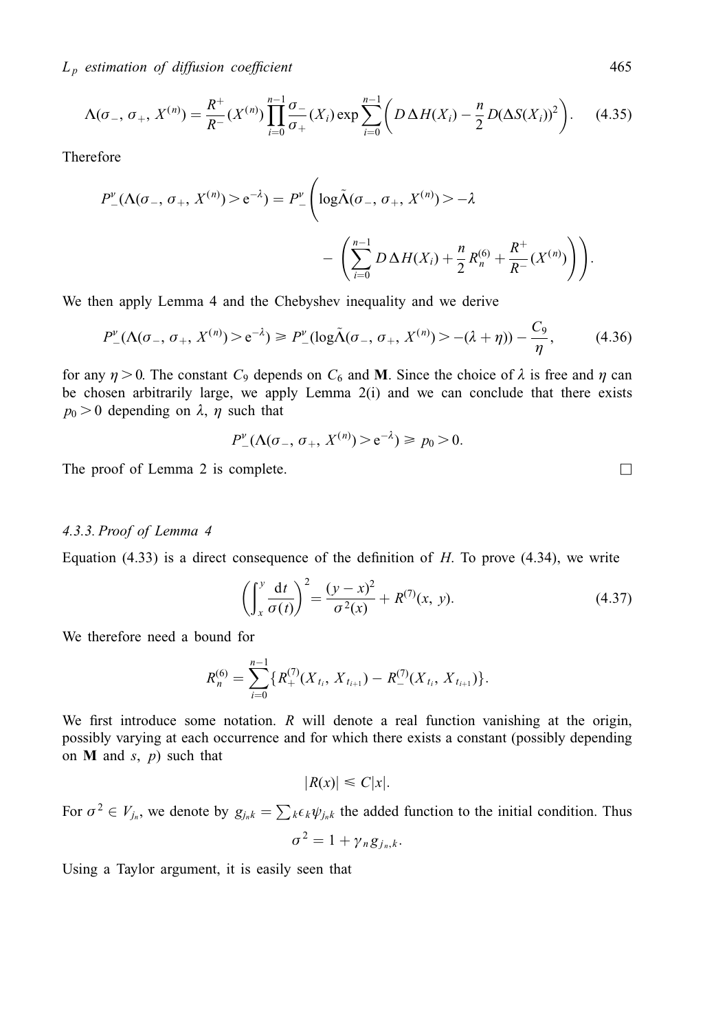$$\Lambda(\sigma_-, \sigma_+, X^{(n)}) = \frac{R^+}{R^-}(X^{(n)}) \prod_{i=0}^{n-1} \frac{\sigma_-}{\sigma_+}(X_i) \exp \sum_{i=0}^{n-1} \left( D\,\Delta H(X_i) - \frac{n}{2} D(\Delta S(X_i))^2 \right). \tag{4.35}$$

Therefore

$$P_-^\nu(\Lambda(\sigma_-, \sigma_+, X^{(n)}) > \mathrm{e}^{-\lambda}) = P_-^\nu\left( \log\tilde{\Lambda}(\sigma_-, \sigma_+, X^{(n)}) > -\lambda - \left( \sum_{i=0}^{n-1} D\,\Delta H(X_i) + \frac{n}{2} R_n^{(6)} + \frac{R^+}{R^-}(X^{(n)}) \right) \right).$$

We then apply Lemma 4 and the Chebyshev inequality and we derive

$$P_-^\nu(\Lambda(\sigma_-, \sigma_+, X^{(n)}) > \mathrm{e}^{-\lambda}) \geqslant P_-^\nu(\log\tilde{\Lambda}(\sigma_-, \sigma_+, X^{(n)}) > -(\lambda + \eta)) - \frac{C_9}{\eta}, \tag{4.36}$$

for any $\eta > 0$. The constant $C_9$ depends on $C_6$ and $\mathbf{M}$. Since the choice of $\lambda$ is free and $\eta$ can be chosen arbitrarily large, we apply Lemma 2(i) and we can conclude that there exists $p_0 > 0$ depending on $\lambda$, $\eta$ such that

$$P_-^\nu(\Lambda(\sigma_-, \sigma_+, X^{(n)}) > \mathrm{e}^{-\lambda}) \geqslant p_0 > 0.$$

The proof of Lemma 2 is complete. □

#### 4.3.3. *Proof of Lemma 4*

Equation (4.33) is a direct consequence of the definition of $H$. To prove (4.34), we write

$$\left( \int_x^y \frac{\mathrm{d}t}{\sigma(t)} \right)^2 = \frac{(y-x)^2}{\sigma^2(x)} + R^{(7)}(x, y). \tag{4.37}$$

We therefore need a bound for

$$R_n^{(6)} = \sum_{i=0}^{n-1} \{ R_+^{(7)}(X_{t_i}, X_{t_{i+1}}) - R_-^{(7)}(X_{t_i}, X_{t_{i+1}}) \}.$$

We first introduce some notation. $R$ will denote a real function vanishing at the origin, possibly varying at each occurrence and for which there exists a constant (possibly depending on $\mathbf{M}$ and $s$, $p$) such that

$$|R(x)| \leqslant C|x|.$$

For $\sigma^2 \in V_{j_n}$, we denote by $g_{j_n k} = \sum_k \epsilon_k \psi_{j_n k}$ the added function to the initial condition. Thus

$$\sigma^2 = 1 + \gamma_n g_{j_n, k}.$$

Using a Taylor argument, it is easily seen that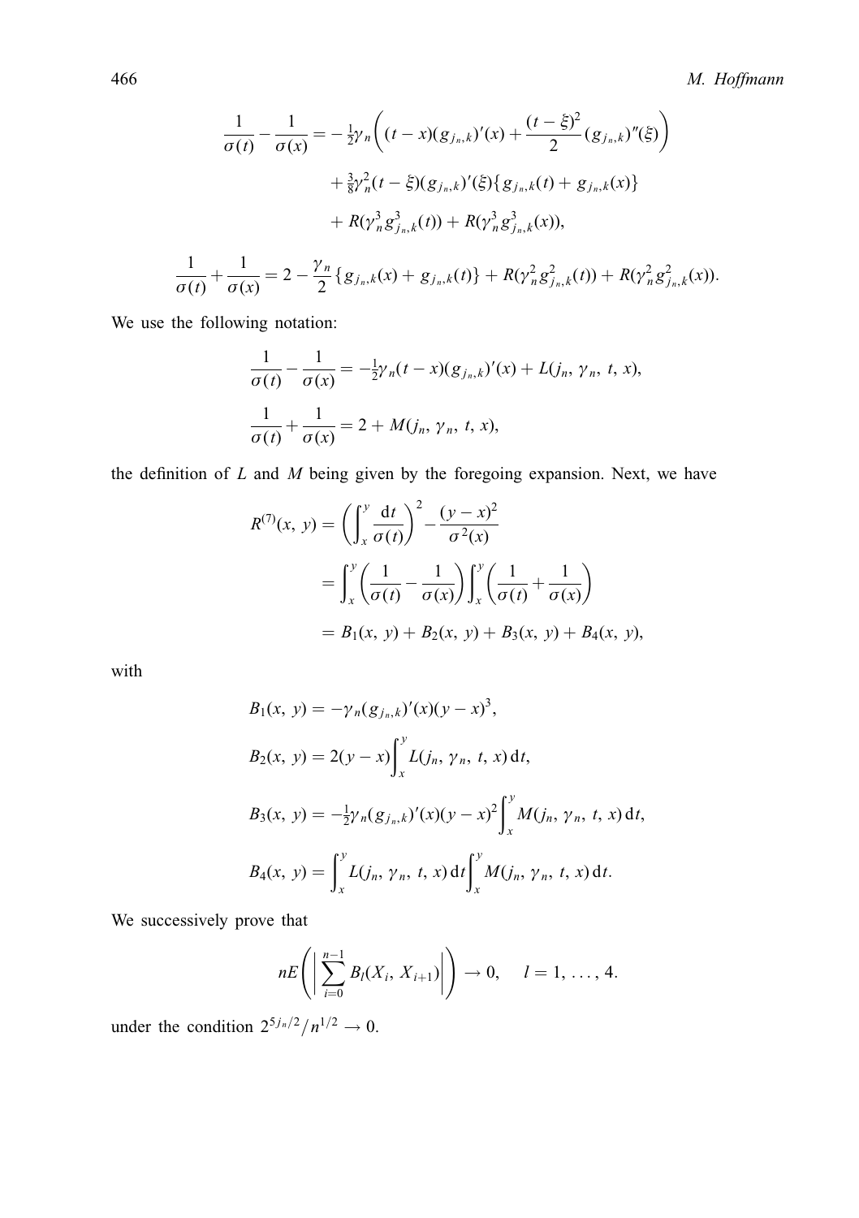$$
\frac{1}{\sigma(t)} - \frac{1}{\sigma(x)} = -\tfrac{1}{2}\gamma_n\left((t-x)(g_{j_n,k})'(x) + \frac{(t-\xi)^2}{2}(g_{j_n,k})''(\xi)\right)
$$

$$
+ \tfrac{3}{8}\gamma_n^2(t-\xi)(g_{j_n,k})'(\xi)\{g_{j_n,k}(t) + g_{j_n,k}(x)\}
$$

$$
+ R(\gamma_n^3 g_{j_n,k}^3(t)) + R(\gamma_n^3 g_{j_n,k}^3(x)),
$$

$$
\frac{1}{\sigma(t)} + \frac{1}{\sigma(x)} = 2 - \frac{\gamma_n}{2}\{g_{j_n,k}(x) + g_{j_n,k}(t)\} + R(\gamma_n^2 g_{j_n,k}^2(t)) + R(\gamma_n^2 g_{j_n,k}^2(x)).
$$

We use the following notation:

$$
\frac{1}{\sigma(t)} - \frac{1}{\sigma(x)} = -\tfrac{1}{2}\gamma_n(t-x)(g_{j_n,k})'(x) + L(j_n, \gamma_n, t, x),
$$

$$
\frac{1}{\sigma(t)} + \frac{1}{\sigma(x)} = 2 + M(j_n, \gamma_n, t, x),
$$

the definition of $L$ and $M$ being given by the foregoing expansion. Next, we have

$$
\begin{aligned}
R^{(7)}(x, y) &= \left(\int_x^y \frac{\mathrm{d}t}{\sigma(t)}\right)^2 - \frac{(y-x)^2}{\sigma^2(x)} \\
&= \int_x^y \left(\frac{1}{\sigma(t)} - \frac{1}{\sigma(x)}\right)\int_x^y \left(\frac{1}{\sigma(t)} + \frac{1}{\sigma(x)}\right) \\
&= B_1(x, y) + B_2(x, y) + B_3(x, y) + B_4(x, y),
\end{aligned}
$$

with

$$
B_1(x, y) = -\gamma_n (g_{j_n,k})'(x)(y-x)^3,
$$

$$
B_2(x, y) = 2(y-x)\int_x^y L(j_n, \gamma_n, t, x)\,\mathrm{d}t,
$$

$$
B_3(x, y) = -\tfrac{1}{2}\gamma_n (g_{j_n,k})'(x)(y-x)^2\int_x^y M(j_n, \gamma_n, t, x)\,\mathrm{d}t,
$$

$$
B_4(x, y) = \int_x^y L(j_n, \gamma_n, t, x)\,\mathrm{d}t \int_x^y M(j_n, \gamma_n, t, x)\,\mathrm{d}t.
$$

We successively prove that

$$
nE\left(\left|\sum_{i=0}^{n-1} B_l(X_i, X_{i+1})\right|\right) \to 0, \quad l = 1, \ldots, 4.
$$

under the condition $2^{5j_n/2}/n^{1/2} \to 0$.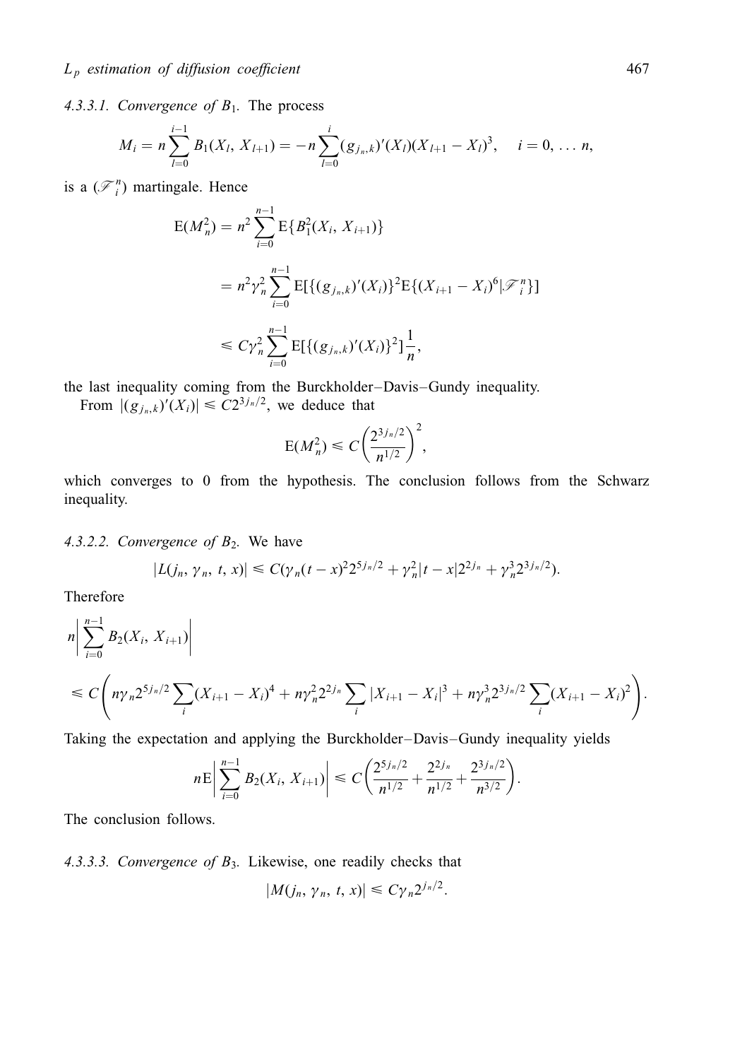*4.3.3.1. Convergence of $B_1$.* The process

$$M_i = n \sum_{l=0}^{i-1} B_1(X_l, X_{l+1}) = -n \sum_{l=0}^{i} (g_{j_n,k})'(X_l)(X_{l+1} - X_l)^3, \quad i = 0, \ldots n,$$

is a $(\mathscr{F}_i^n)$ martingale. Hence

$$\begin{aligned}
\mathrm{E}(M_n^2) &= n^2 \sum_{i=0}^{n-1} \mathrm{E}\{B_1^2(X_i, X_{i+1})\} \\
&= n^2 \gamma_n^2 \sum_{i=0}^{n-1} \mathrm{E}[\{(g_{j_n,k})'(X_i)\}^2 \mathrm{E}\{(X_{i+1} - X_i)^6 | \mathscr{F}_i^n\}] \\
&\leqslant C\gamma_n^2 \sum_{i=0}^{n-1} \mathrm{E}[\{(g_{j_n,k})'(X_i)\}^2] \frac{1}{n},
\end{aligned}$$

the last inequality coming from the Burckholder–Davis–Gundy inequality.

From $|(g_{j_n,k})'(X_i)| \leqslant C 2^{3j_n/2}$, we deduce that

$$\mathrm{E}(M_n^2) \leqslant C \left( \frac{2^{3j_n/2}}{n^{1/2}} \right)^2,$$

which converges to 0 from the hypothesis. The conclusion follows from the Schwarz inequality.

*4.3.2.2. Convergence of $B_2$.* We have

$$|L(j_n, \gamma_n, t, x)| \leqslant C(\gamma_n (t-x)^2 2^{5j_n/2} + \gamma_n^2 |t - x| 2^{2j_n} + \gamma_n^3 2^{3j_n/2}).$$

Therefore

$$\begin{aligned}
& n \left| \sum_{i=0}^{n-1} B_2(X_i, X_{i+1}) \right| \\
& \leqslant C \left( n\gamma_n 2^{5j_n/2} \sum_i (X_{i+1} - X_i)^4 + n\gamma_n^2 2^{2j_n} \sum_i |X_{i+1} - X_i|^3 + n\gamma_n^3 2^{3j_n/2} \sum_i (X_{i+1} - X_i)^2 \right).
\end{aligned}$$

Taking the expectation and applying the Burckholder–Davis–Gundy inequality yields

$$n\mathrm{E} \left| \sum_{i=0}^{n-1} B_2(X_i, X_{i+1}) \right| \leqslant C \left( \frac{2^{5j_n/2}}{n^{1/2}} + \frac{2^{2j_n}}{n^{1/2}} + \frac{2^{3j_n/2}}{n^{3/2}} \right).$$

The conclusion follows.

*4.3.3.3. Convergence of $B_3$.* Likewise, one readily checks that

$$|M(j_n, \gamma_n, t, x)| \leqslant C\gamma_n 2^{j_n/2}.$$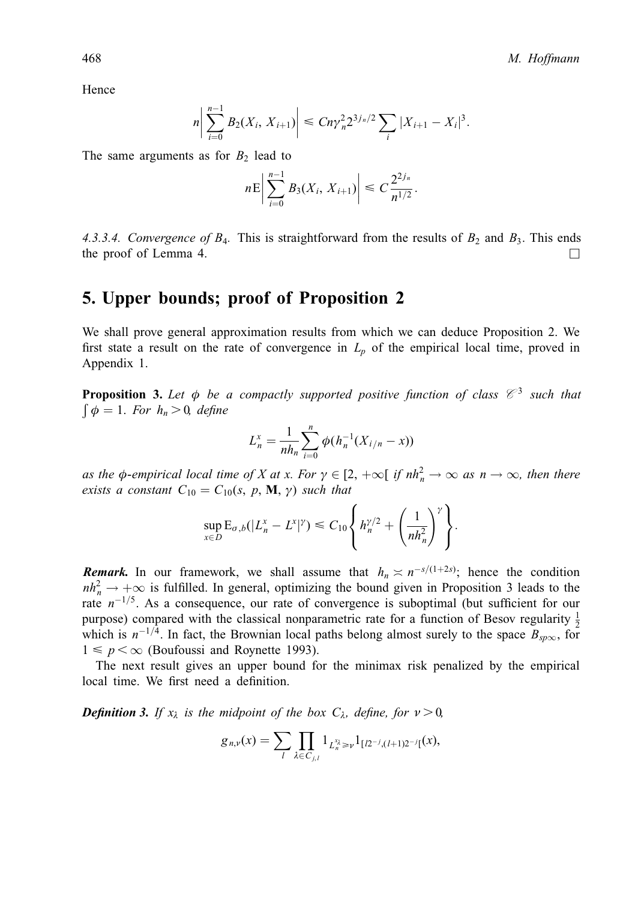Hence

$$n\left|\sum_{i=0}^{n-1} B_2(X_i, X_{i+1})\right| \leqslant Cn\gamma_n^2 2^{3j_n/2}\sum_i |X_{i+1}-X_i|^3.$$

The same arguments as for $B_2$ lead to

$$n\mathrm{E}\left|\sum_{i=0}^{n-1} B_3(X_i, X_{i+1})\right| \leqslant C\frac{2^{2j_n}}{n^{1/2}}.$$

*4.3.3.4. Convergence of $B_4$.* This is straightforward from the results of $B_2$ and $B_3$. This ends the proof of Lemma 4. □

## 5. Upper bounds; proof of Proposition 2

We shall prove general approximation results from which we can deduce Proposition 2. We first state a result on the rate of convergence in $L_p$ of the empirical local time, proved in Appendix 1.

**Proposition 3.** *Let $\phi$ be a compactly supported positive function of class $\mathscr{C}^3$ such that $\int\phi = 1$. For $h_n > 0$, define*

$$L_n^x = \frac{1}{nh_n}\sum_{i=0}^{n}\phi(h_n^{-1}(X_{i/n}-x))$$

*as the $\phi$-empirical local time of $X$ at $x$. For $\gamma\in[2, +\infty[$ if $nh_n^2\to\infty$ as $n\to\infty$, then there exists a constant $C_{10} = C_{10}(s, p, \mathbf{M}, \gamma)$ such that*

$$\sup_{x\in D}\mathrm{E}_{\sigma,b}(|L_n^x - L^x|^\gamma) \leqslant C_{10}\left\{h_n^{\gamma/2} + \left(\frac{1}{nh_n^2}\right)^{\gamma}\right\}.$$

***Remark.*** In our framework, we shall assume that $h_n \asymp n^{-s/(1+2s)}$; hence the condition $nh_n^2\to+\infty$ is fulfilled. In general, optimizing the bound given in Proposition 3 leads to the rate $n^{-1/5}$. As a consequence, our rate of convergence is suboptimal (but sufficient for our purpose) compared with the classical nonparametric rate for a function of Besov regularity $\frac{1}{2}$ which is $n^{-1/4}$. In fact, the Brownian local paths belong almost surely to the space $B_{sp\infty}$, for $1\leqslant p<\infty$ (Boufoussi and Roynette 1993).

The next result gives an upper bound for the minimax risk penalized by the empirical local time. We first need a definition.

***Definition 3.*** *If $x_\lambda$ is the midpoint of the box $C_\lambda$, define, for $\nu > 0$,*

$$g_{n,\nu}(x) = \sum_l \prod_{\lambda\in C_{j,l}} 1_{L_n^{x_\lambda}\geqslant\nu} 1_{[l2^{-j},(l+1)2^{-j}[}(x),$$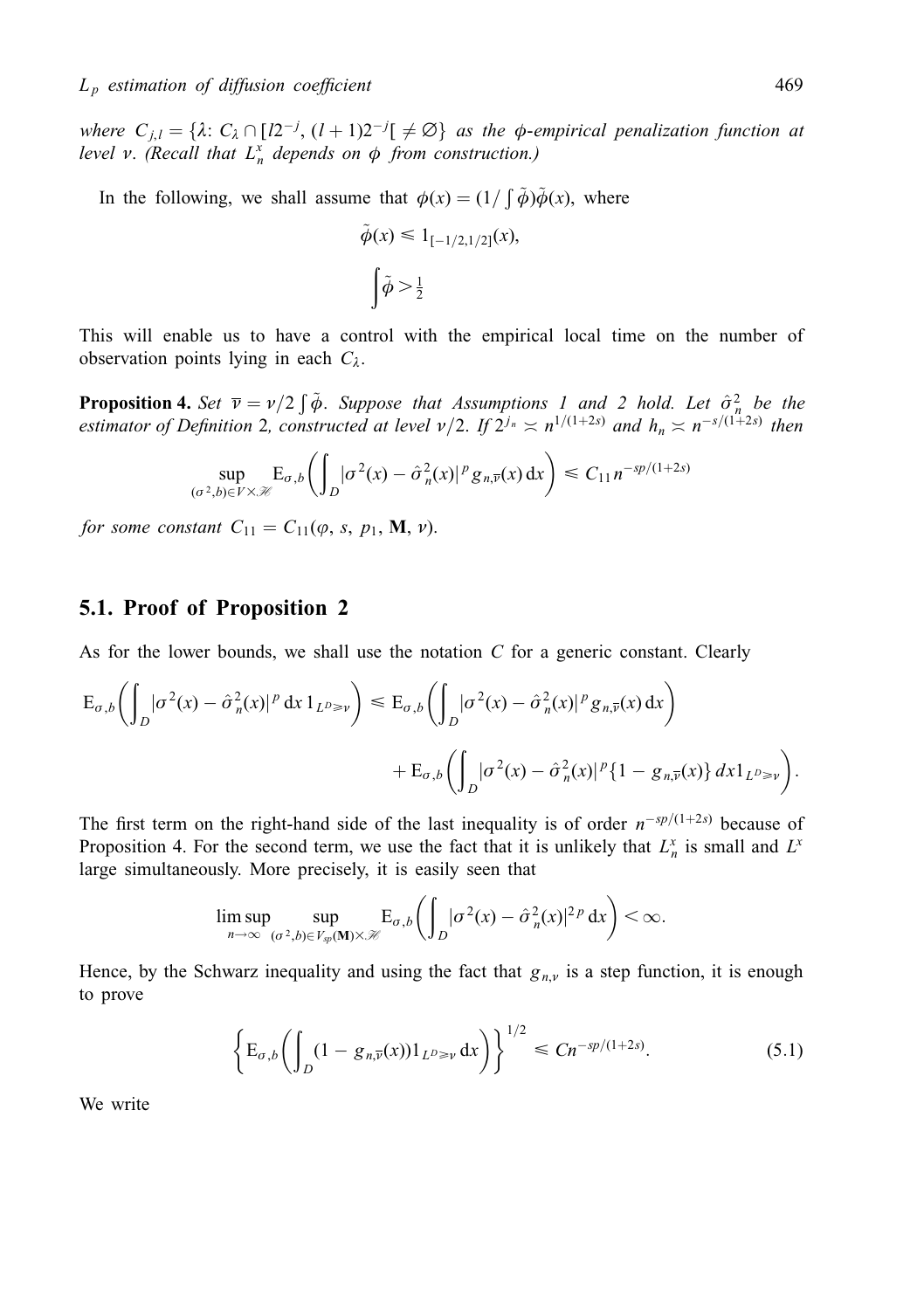*where* $C_{j,l} = \{\lambda\colon C_\lambda \cap [l2^{-j}, (l+1)2^{-j}[ \neq \varnothing\}$ *as the* $\phi$*-empirical penalization function at level* $\nu$. *(Recall that* $L_n^x$ *depends on* $\phi$ *from construction.)*

In the following, we shall assume that $\phi(x) = (1/\int \tilde{\phi})\tilde{\phi}(x)$, where

$$\tilde{\phi}(x) \leqslant 1_{[-1/2,1/2]}(x),$$

$$\int \tilde{\phi} > \tfrac{1}{2}$$

This will enable us to have a control with the empirical local time on the number of observation points lying in each $C_\lambda$.

**Proposition 4.** *Set* $\overline{\nu} = \nu/2\int\tilde{\phi}$. *Suppose that Assumptions 1 and 2 hold. Let* $\hat{\sigma}_n^2$ *be the estimator of Definition 2, constructed at level* $\nu/2$. *If* $2^{j_n} \asymp n^{1/(1+2s)}$ *and* $h_n \asymp n^{-s/(1+2s)}$ *then*

$$\sup_{(\sigma^2,b)\in V\times\mathscr{H}} \mathrm{E}_{\sigma,b}\left(\int_D |\sigma^2(x) - \hat{\sigma}_n^2(x)|^p g_{n,\overline{\nu}}(x)\,\mathrm{d}x\right) \leqslant C_{11} n^{-sp/(1+2s)}$$

*for some constant* $C_{11} = C_{11}(\varphi, s, p_1, \mathbf{M}, \nu)$.

## 5.1. Proof of Proposition 2

As for the lower bounds, we shall use the notation $C$ for a generic constant. Clearly

$$\mathrm{E}_{\sigma,b}\left(\int_D |\sigma^2(x) - \hat{\sigma}_n^2(x)|^p \,\mathrm{d}x\, 1_{L^D \geqslant \nu}\right) \leqslant \mathrm{E}_{\sigma,b}\left(\int_D |\sigma^2(x) - \hat{\sigma}_n^2(x)|^p g_{n,\overline{\nu}}(x)\,\mathrm{d}x\right)$$

$$+ \mathrm{E}_{\sigma,b}\left(\int_D |\sigma^2(x) - \hat{\sigma}_n^2(x)|^p \{1 - g_{n,\overline{\nu}}(x)\}\, dx 1_{L^D \geqslant \nu}\right).$$

The first term on the right-hand side of the last inequality is of order $n^{-sp/(1+2s)}$ because of Proposition 4. For the second term, we use the fact that it is unlikely that $L_n^x$ is small and $L^x$ large simultaneously. More precisely, it is easily seen that

$$\limsup_{n\to\infty} \sup_{(\sigma^2,b)\in V_{sp}(\mathbf{M})\times\mathscr{H}} \mathrm{E}_{\sigma,b}\left(\int_D |\sigma^2(x) - \hat{\sigma}_n^2(x)|^{2p}\,\mathrm{d}x\right) < \infty.$$

Hence, by the Schwarz inequality and using the fact that $g_{n,\nu}$ is a step function, it is enough to prove

$$\left\{\mathrm{E}_{\sigma,b}\left(\int_D (1 - g_{n,\overline{\nu}}(x)) 1_{L^D \geqslant \nu}\,\mathrm{d}x\right)\right\}^{1/2} \leqslant Cn^{-sp/(1+2s)}. \tag{5.1}$$

We write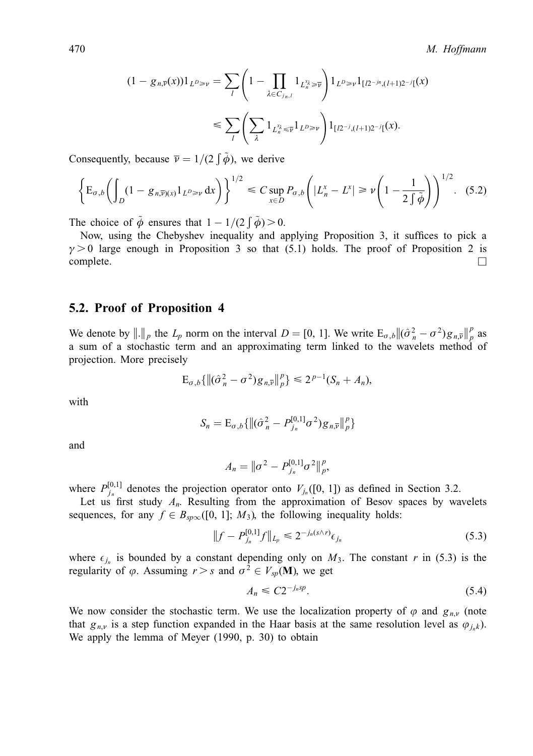$$(1 - g_{n,\overline{\nu}}(x))1_{L^D \geqslant \nu} = \sum_l \left(1 - \prod_{\lambda \in C_{j_n,l}} 1_{L_n^{x_\lambda} \geqslant \overline{\nu}}\right) 1_{L^D \geqslant \nu} 1_{[l2^{-j_n},(l+1)2^{-j}[}(x)$$

$$\leqslant \sum_l \left(\sum_\lambda 1_{L_n^{x_\lambda} \leqslant \overline{\nu}} 1_{L^D \geqslant \nu}\right) 1_{[l2^{-j},(l+1)2^{-j}[}(x).$$

Consequently, because $\overline{\nu} = 1/(2\int\tilde{\phi})$, we derive

$$\left\{\mathrm{E}_{\sigma,b}\left(\int_D (1 - g_{n,\overline{\nu})(x)} 1_{L^D \geqslant \nu}\, \mathrm{d}x\right)\right\}^{1/2} \leqslant C \sup_{x \in D} P_{\sigma,b}\left(|L_n^x - L^x| \geqslant \nu\left(1 - \frac{1}{2\int\tilde{\phi}}\right)\right)^{1/2}. \quad (5.2)$$

The choice of $\tilde{\phi}$ ensures that $1 - 1/(2\int\tilde{\phi}) > 0$.

Now, using the Chebyshev inequality and applying Proposition 3, it suffices to pick a $\gamma > 0$ large enough in Proposition 3 so that (5.1) holds. The proof of Proposition 2 is complete. □

## 5.2. Proof of Proposition 4

We denote by $\|.\|_p$ the $L_p$ norm on the interval $D = [0, 1]$. We write $\mathrm{E}_{\sigma,b}\|(\hat{\sigma}_n^2 - \sigma^2)g_{n,\overline{\nu}}\|_p^p$ as a sum of a stochastic term and an approximating term linked to the wavelets method of projection. More precisely

$$\mathrm{E}_{\sigma,b}\{\|(\hat{\sigma}_n^2 - \sigma^2)g_{n,\overline{\nu}}\|_p^p\} \leqslant 2^{p-1}(S_n + A_n),$$

with

$$S_n = \mathrm{E}_{\sigma,b}\{\|(\hat{\sigma}_n^2 - P_{j_n}^{[0,1]}\sigma^2)g_{n,\overline{\nu}}\|_p^p\}$$

and

$$A_n = \|\sigma^2 - P_{j_n}^{[0,1]}\sigma^2\|_p^p,$$

where $P_{j_n}^{[0,1]}$ denotes the projection operator onto $V_{j_n}([0, 1])$ as defined in Section 3.2.

Let us first study $A_n$. Resulting from the approximation of Besov spaces by wavelets sequences, for any $f \in B_{sp\infty}([0, 1]; M_3)$, the following inequality holds:

$$\|f - P_{j_n}^{[0,1]}f\|_{L_p} \leqslant 2^{-j_n(s\wedge r)}\epsilon_{j_n} \quad (5.3)$$

where $\epsilon_{j_n}$ is bounded by a constant depending only on $M_3$. The constant $r$ in (5.3) is the regularity of $\varphi$. Assuming $r > s$ and $\sigma^2 \in V_{sp}(\mathbf{M})$, we get

$$A_n \leqslant C2^{-j_n sp}. \quad (5.4)$$

We now consider the stochastic term. We use the localization property of $\varphi$ and $g_{n,\nu}$ (note that $g_{n,\nu}$ is a step function expanded in the Haar basis at the same resolution level as $\varphi_{j_n k}$). We apply the lemma of Meyer (1990, p. 30) to obtain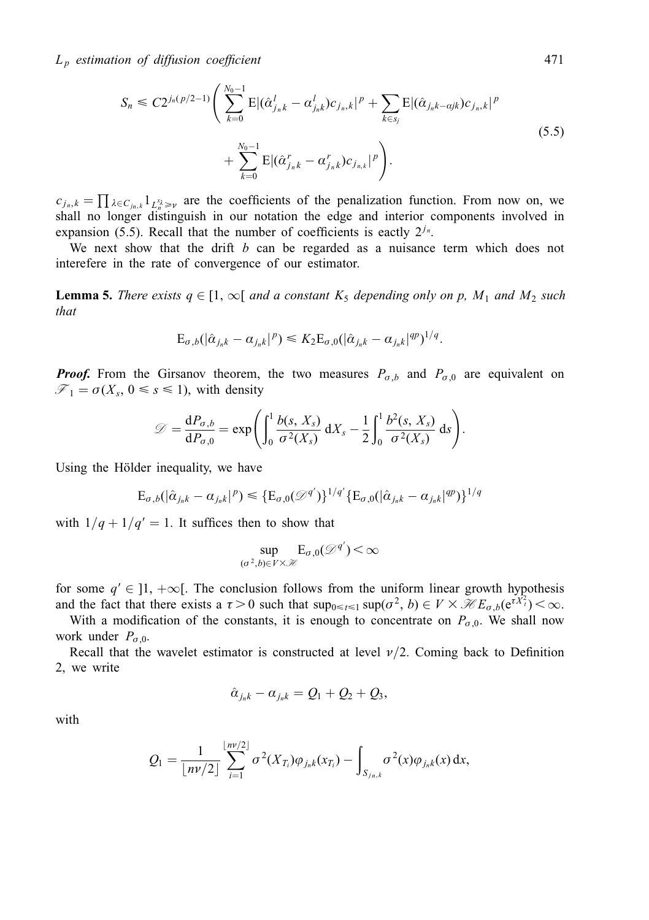$$S_n \leqslant C2^{j_n(p/2-1)}\left(\sum_{k=0}^{N_0-1} \mathrm{E}|(\hat{\alpha}^l_{j_nk} - \alpha^l_{j_nk})c_{j_n,k}|^p + \sum_{k\in s_j} \mathrm{E}|(\hat{\alpha}_{j_nk-\alpha jk})c_{j_n,k}|^p \right.$$
$$\left. + \sum_{k=0}^{N_0-1} \mathrm{E}|(\hat{\alpha}^r_{j_nk} - \alpha^r_{j_nk})c_{j_{n,k}}|^p \right). \tag{5.5}$$

$c_{j_n,k} = \prod_{\lambda \in C_{j_n,k}} 1_{L_n^{x_\lambda} \geqslant \nu}$ are the coefficients of the penalization function. From now on, we shall no longer distinguish in our notation the edge and interior components involved in expansion (5.5). Recall that the number of coefficients is eactly $2^{j_n}$.

We next show that the drift $b$ can be regarded as a nuisance term which does not interefere in the rate of convergence of our estimator.

**Lemma 5.** *There exists $q \in [1, \infty[$ and a constant $K_5$ depending only on p, $M_1$ and $M_2$ such that*

$$\mathrm{E}_{\sigma,b}(|\hat{\alpha}_{j_nk} - \alpha_{j_nk}|^p) \leqslant K_2 \mathrm{E}_{\sigma,0}(|\hat{\alpha}_{j_nk} - \alpha_{j_nk}|^{qp})^{1/q}.$$

***Proof.*** From the Girsanov theorem, the two measures $P_{\sigma,b}$ and $P_{\sigma,0}$ are equivalent on $\mathscr{F}_1 = \sigma(X_s, 0 \leqslant s \leqslant 1)$, with density

$$\mathscr{D} = \frac{\mathrm{d}P_{\sigma,b}}{\mathrm{d}P_{\sigma,0}} = \exp\left(\int_0^1 \frac{b(s, X_s)}{\sigma^2(X_s)}\,\mathrm{d}X_s - \frac{1}{2}\int_0^1 \frac{b^2(s, X_s)}{\sigma^2(X_s)}\,\mathrm{d}s\right).$$

Using the Hölder inequality, we have

$$\mathrm{E}_{\sigma,b}(|\hat{\alpha}_{j_nk} - \alpha_{j_nk}|^p) \leqslant \{\mathrm{E}_{\sigma,0}(\mathscr{D}^{q'})\}^{1/q'}\{\mathrm{E}_{\sigma,0}(|\hat{\alpha}_{j_nk} - \alpha_{j_nk}|^{qp})\}^{1/q}$$

with $1/q + 1/q' = 1$. It suffices then to show that

$$\sup_{(\sigma^2,b)\in V\times\mathscr{H}} \mathrm{E}_{\sigma,0}(\mathscr{D}^{q'}) < \infty$$

for some $q' \in ]1, +\infty[$. The conclusion follows from the uniform linear growth hypothesis and the fact that there exists a $\tau > 0$ such that $\sup_{0\leqslant t\leqslant 1} \sup(\sigma^2, b) \in V \times \mathscr{H} E_{\sigma,b}(\mathrm{e}^{\tau X_t^2}) < \infty$.

With a modification of the constants, it is enough to concentrate on $P_{\sigma,0}$. We shall now work under $P_{\sigma,0}$.

Recall that the wavelet estimator is constructed at level $\nu/2$. Coming back to Definition 2, we write

$$\hat{\alpha}_{j_nk} - \alpha_{j_nk} = Q_1 + Q_2 + Q_3,$$

with

$$Q_1 = \frac{1}{\lfloor n\nu/2 \rfloor}\sum_{i=1}^{\lfloor n\nu/2 \rfloor} \sigma^2(X_{T_i})\varphi_{j_nk}(x_{T_i}) - \int_{S_{j_n,k}} \sigma^2(x)\varphi_{j_nk}(x)\,\mathrm{d}x,$$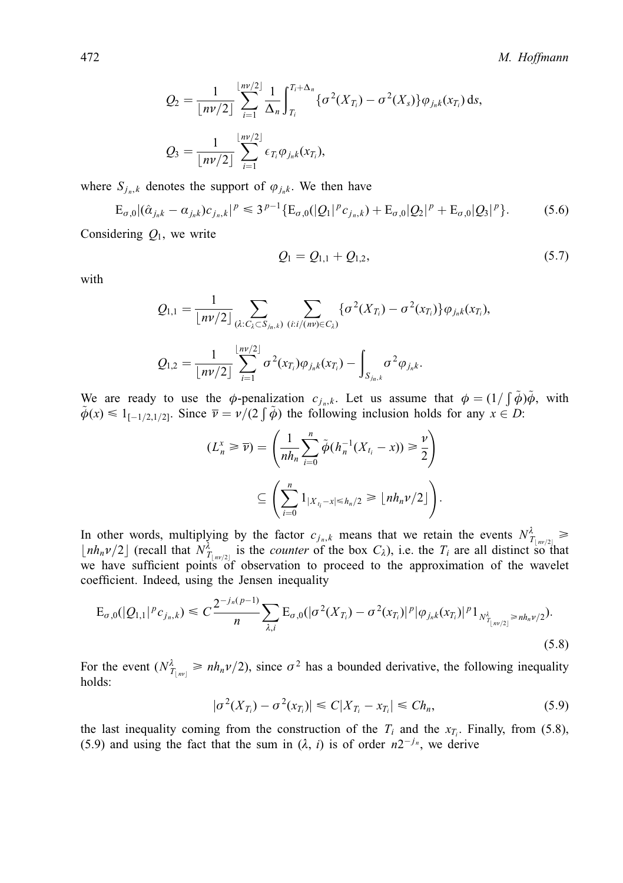$$Q_2 = \frac{1}{\lfloor n\nu/2 \rfloor} \sum_{i=1}^{\lfloor n\nu/2 \rfloor} \frac{1}{\Delta_n} \int_{T_i}^{T_i+\Delta_n} \{\sigma^2(X_{T_i}) - \sigma^2(X_s)\} \varphi_{j_n k}(x_{T_i}) \, \mathrm{d}s,$$

$$Q_3 = \frac{1}{\lfloor n\nu/2 \rfloor} \sum_{i=1}^{\lfloor n\nu/2 \rfloor} \epsilon_{T_i} \varphi_{j_n k}(x_{T_i}),$$

where $S_{j_n,k}$ denotes the support of $\varphi_{j_n k}$. We then have

$$\mathrm{E}_{\sigma,0} |(\hat{\alpha}_{j_n k} - \alpha_{j_n k}) c_{j_n,k}|^p \leqslant 3^{p-1} \{ \mathrm{E}_{\sigma,0}(|Q_1|^p c_{j_n,k}) + \mathrm{E}_{\sigma,0}|Q_2|^p + \mathrm{E}_{\sigma,0}|Q_3|^p \}. \tag{5.6}$$

Considering $Q_1$, we write

$$Q_1 = Q_{1,1} + Q_{1,2}, \tag{5.7}$$

with

$$Q_{1,1} = \frac{1}{\lfloor n\nu/2 \rfloor} \sum_{(\lambda : C_\lambda \subset S_{j_n,k})} \sum_{(i : i/(n\nu) \in C_\lambda)} \{\sigma^2(X_{T_i}) - \sigma^2(x_{T_i})\} \varphi_{j_n k}(x_{T_i}),$$

$$Q_{1,2} = \frac{1}{\lfloor n\nu/2 \rfloor} \sum_{i=1}^{\lfloor n\nu/2 \rfloor} \sigma^2(x_{T_i}) \varphi_{j_n k}(x_{T_i}) - \int_{S_{j_n,k}} \sigma^2 \varphi_{j_n k}.$$

We are ready to use the $\phi$-penalization $c_{j_n,k}$. Let us assume that $\phi = (1/\int \tilde{\phi})\tilde{\phi}$, with $\tilde{\phi}(x) \leqslant 1_{[-1/2,1/2]}$. Since $\overline{\nu} = \nu/(2\int \tilde{\phi})$ the following inclusion holds for any $x \in D$:

$$(L_n^x \geqslant \overline{\nu}) = \left( \frac{1}{nh_n} \sum_{i=0}^{n} \tilde{\phi}(h_n^{-1}(X_{t_i} - x)) \geqslant \frac{\nu}{2} \right)$$

$$\subseteq \left( \sum_{i=0}^{n} 1_{|X_{t_i} - x| \leqslant h_n/2} \geqslant \lfloor nh_n \nu/2 \rfloor \right).$$

In other words, multiplying by the factor $c_{j_n,k}$ means that we retain the events $N^\lambda_{T_{\lfloor n\nu/2 \rfloor}} \geqslant \lfloor nh_n \nu/2 \rfloor$ (recall that $N^\lambda_{T_{\lfloor n\nu/2 \rfloor}}$ is the *counter* of the box $C_\lambda$), i.e. the $T_i$ are all distinct so that we have sufficient points of observation to proceed to the approximation of the wavelet coefficient. Indeed, using the Jensen inequality

$$\mathrm{E}_{\sigma,0}(|Q_{1,1}|^p c_{j_n,k}) \leqslant C \frac{2^{-j_n(p-1)}}{n} \sum_{\lambda,i} \mathrm{E}_{\sigma,0}(|\sigma^2(X_{T_i}) - \sigma^2(x_{T_i})|^p |\varphi_{j_n k}(x_{T_i})|^p 1_{N^\lambda_{T_{\lfloor n\nu/2 \rfloor}} \geqslant nh_n\nu/2}). \tag{5.8}$$

For the event $(N^\lambda_{T_{\lfloor n\nu \rfloor}} \geqslant nh_n\nu/2)$, since $\sigma^2$ has a bounded derivative, the following inequality holds:

$$|\sigma^2(X_{T_i}) - \sigma^2(x_{T_i})| \leqslant C|X_{T_i} - x_{T_i}| \leqslant Ch_n, \tag{5.9}$$

the last inequality coming from the construction of the $T_i$ and the $x_{T_i}$. Finally, from (5.8), (5.9) and using the fact that the sum in $(\lambda, i)$ is of order $n2^{-j_n}$, we derive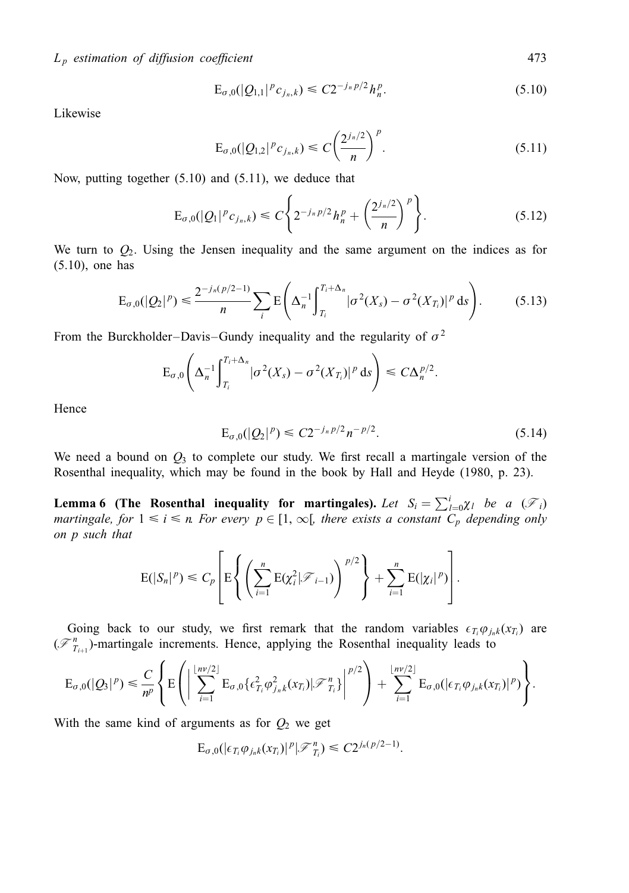$$\mathrm{E}_{\sigma,0}(|Q_{1,1}|^p c_{j_n,k}) \leqslant C 2^{-j_n p/2} h_n^p. \tag{5.10}$$

Likewise

$$\mathrm{E}_{\sigma,0}(|Q_{1,2}|^p c_{j_n,k}) \leqslant C\left(\frac{2^{j_n/2}}{n}\right)^p. \tag{5.11}$$

Now, putting together (5.10) and (5.11), we deduce that

$$\mathrm{E}_{\sigma,0}(|Q_1|^p c_{j_n,k}) \leqslant C\left\{2^{-j_n p/2} h_n^p + \left(\frac{2^{j_n/2}}{n}\right)^p\right\}. \tag{5.12}$$

We turn to $Q_2$. Using the Jensen inequality and the same argument on the indices as for (5.10), one has

$$\mathrm{E}_{\sigma,0}(|Q_2|^p) \leqslant \frac{2^{-j_n(p/2-1)}}{n}\sum_i \mathrm{E}\left(\Delta_n^{-1}\int_{T_i}^{T_i+\Delta_n} |\sigma^2(X_s) - \sigma^2(X_{T_i})|^p \,\mathrm{d}s\right). \tag{5.13}$$

From the Burckholder–Davis–Gundy inequality and the regularity of $\sigma^2$

$$\mathrm{E}_{\sigma,0}\left(\Delta_n^{-1}\int_{T_i}^{T_i+\Delta_n} |\sigma^2(X_s) - \sigma^2(X_{T_i})|^p \,\mathrm{d}s\right) \leqslant C\Delta_n^{p/2}.$$

Hence

$$\mathrm{E}_{\sigma,0}(|Q_2|^p) \leqslant C 2^{-j_n p/2} n^{-p/2}. \tag{5.14}$$

We need a bound on $Q_3$ to complete our study. We first recall a martingale version of the Rosenthal inequality, which may be found in the book by Hall and Heyde (1980, p. 23).

**Lemma 6 (The Rosenthal inequality for martingales).** *Let $S_i = \sum_{l=0}^{i} \chi_l$ be a $(\mathscr{F}_i)$ martingale, for $1 \leqslant i \leqslant n$. For every $p \in [1, \infty[$, there exists a constant $C_p$ depending only on $p$ such that*

$$\mathrm{E}(|S_n|^p) \leqslant C_p\left[\mathrm{E}\left\{\left(\sum_{i=1}^n \mathrm{E}(\chi_i^2|\mathscr{F}_{i-1})\right)^{p/2}\right\} + \sum_{i=1}^n \mathrm{E}(|\chi_i|^p)\right].$$

Going back to our study, we first remark that the random variables $\epsilon_{T_i}\varphi_{j_n k}(x_{T_i})$ are $(\mathscr{F}^n_{T_{i+1}})$-martingale increments. Hence, applying the Rosenthal inequality leads to

$$\mathrm{E}_{\sigma,0}(|Q_3|^p) \leqslant \frac{C}{n^p}\left\{\mathrm{E}\left(\left|\sum_{i=1}^{\lfloor n\nu/2\rfloor} \mathrm{E}_{\sigma,0}\{\epsilon_{T_i}^2 \varphi_{j_n k}^2(x_{T_i})|\mathscr{F}^n_{T_i}\}\right|^{p/2}\right) + \sum_{i=1}^{\lfloor n\nu/2\rfloor} \mathrm{E}_{\sigma,0}(|\epsilon_{T_i}\varphi_{j_n k}(x_{T_i})|^p)\right\}.$$

With the same kind of arguments as for $Q_2$ we get

$$\mathrm{E}_{\sigma,0}(|\epsilon_{T_i}\varphi_{j_n k}(x_{T_i})|^p|\mathscr{F}^n_{T_i}) \leqslant C 2^{j_n(p/2-1)}.$$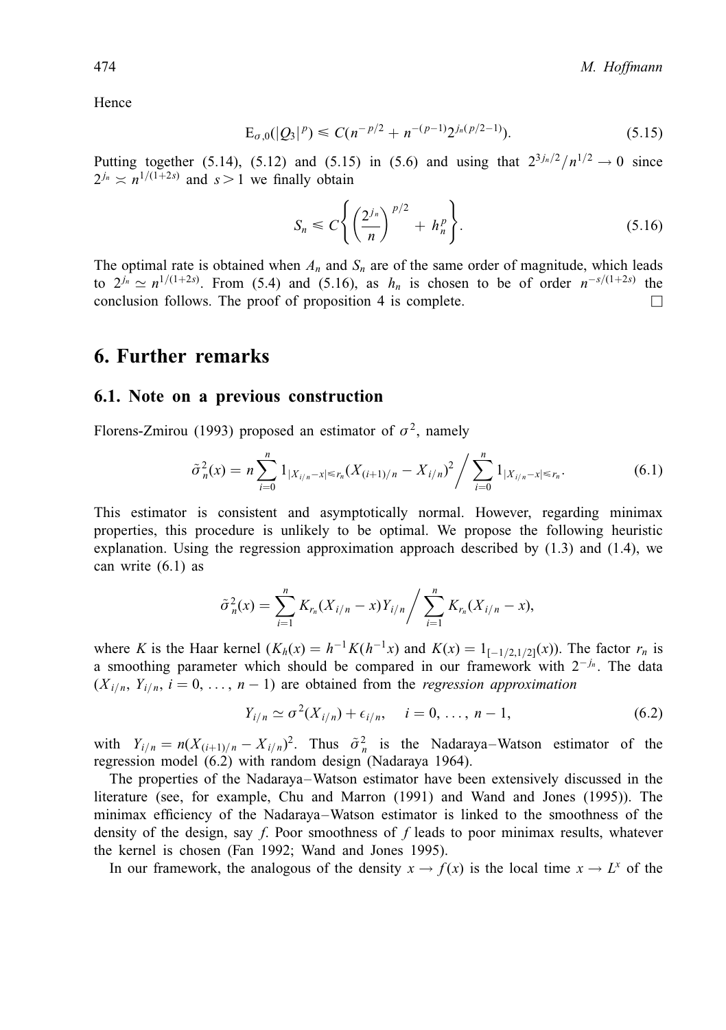Hence

$$\mathrm{E}_{\sigma,0}(|Q_3|^p) \leqslant C(n^{-p/2} + n^{-(p-1)}2^{j_n(p/2-1)}). \tag{5.15}$$

Putting together (5.14), (5.12) and (5.15) in (5.6) and using that $2^{3j_n/2}/n^{1/2} \to 0$ since $2^{j_n} \asymp n^{1/(1+2s)}$ and $s > 1$ we finally obtain

$$S_n \leqslant C\left\{\left(\frac{2^{j_n}}{n}\right)^{p/2} + h_n^p\right\}. \tag{5.16}$$

The optimal rate is obtained when $A_n$ and $S_n$ are of the same order of magnitude, which leads to $2^{j_n} \simeq n^{1/(1+2s)}$. From (5.4) and (5.16), as $h_n$ is chosen to be of order $n^{-s/(1+2s)}$ the conclusion follows. The proof of proposition 4 is complete. □

## 6. Further remarks

### 6.1. Note on a previous construction

Florens-Zmirou (1993) proposed an estimator of $\sigma^2$, namely

$$\tilde{\sigma}_n^2(x) = n\sum_{i=0}^{n} 1_{|X_{i/n}-x|\leqslant r_n}(X_{(i+1)/n} - X_{i/n})^2 \Bigg/ \sum_{i=0}^{n} 1_{|X_{i/n}-x|\leqslant r_n}. \tag{6.1}$$

This estimator is consistent and asymptotically normal. However, regarding minimax properties, this procedure is unlikely to be optimal. We propose the following heuristic explanation. Using the regression approximation approach described by (1.3) and (1.4), we can write (6.1) as

$$\tilde{\sigma}_n^2(x) = \sum_{i=1}^{n} K_{r_n}(X_{i/n} - x)Y_{i/n} \Bigg/ \sum_{i=1}^{n} K_{r_n}(X_{i/n} - x),$$

where $K$ is the Haar kernel ($K_h(x) = h^{-1}K(h^{-1}x)$ and $K(x) = 1_{[-1/2,1/2]}(x)$). The factor $r_n$ is a smoothing parameter which should be compared in our framework with $2^{-j_n}$. The data $(X_{i/n}, Y_{i/n}, i = 0, \ldots, n-1)$ are obtained from the *regression approximation*

$$Y_{i/n} \simeq \sigma^2(X_{i/n}) + \epsilon_{i/n}, \quad i = 0, \ldots, n-1, \tag{6.2}$$

with $Y_{i/n} = n(X_{(i+1)/n} - X_{i/n})^2$. Thus $\tilde{\sigma}_n^2$ is the Nadaraya–Watson estimator of the regression model (6.2) with random design (Nadaraya 1964).

The properties of the Nadaraya–Watson estimator have been extensively discussed in the literature (see, for example, Chu and Marron (1991) and Wand and Jones (1995)). The minimax efficiency of the Nadaraya–Watson estimator is linked to the smoothness of the density of the design, say $f$. Poor smoothness of $f$ leads to poor minimax results, whatever the kernel is chosen (Fan 1992; Wand and Jones 1995).

In our framework, the analogous of the density $x \to f(x)$ is the local time $x \to L^x$ of the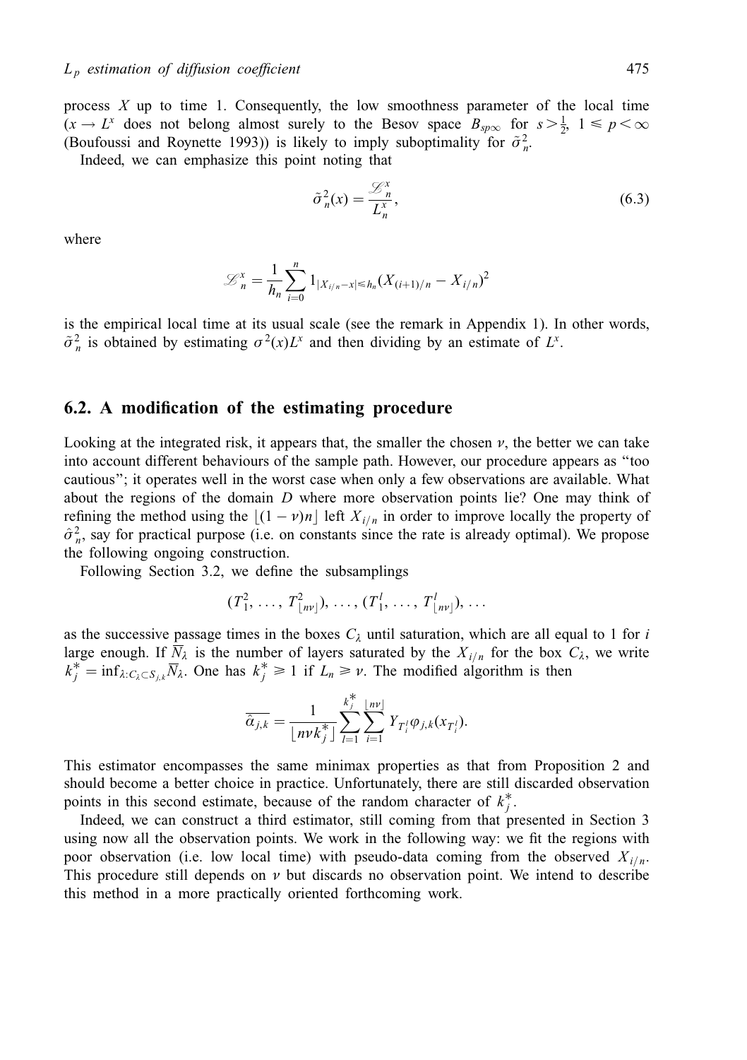process $X$ up to time 1. Consequently, the low smoothness parameter of the local time ($x \to L^x$ does not belong almost surely to the Besov space $B_{sp\infty}$ for $s > \frac{1}{2}$, $1 \leqslant p < \infty$ (Boufoussi and Roynette 1993)) is likely to imply suboptimality for $\tilde{\sigma}_n^2$.

Indeed, we can emphasize this point noting that

$$\tilde{\sigma}_n^2(x) = \frac{\mathscr{L}_n^x}{L_n^x}, \tag{6.3}$$

where

$$\mathscr{L}_n^x = \frac{1}{h_n} \sum_{i=0}^{n} 1_{|X_{i/n} - x| \leqslant h_n} (X_{(i+1)/n} - X_{i/n})^2$$

is the empirical local time at its usual scale (see the remark in Appendix 1). In other words, $\tilde{\sigma}_n^2$ is obtained by estimating $\sigma^2(x) L^x$ and then dividing by an estimate of $L^x$.

## 6.2. A modification of the estimating procedure

Looking at the integrated risk, it appears that, the smaller the chosen $\nu$, the better we can take into account different behaviours of the sample path. However, our procedure appears as "too cautious"; it operates well in the worst case when only a few observations are available. What about the regions of the domain $D$ where more observation points lie? One may think of refining the method using the $\lfloor (1 - \nu) n \rfloor$ left $X_{i/n}$ in order to improve locally the property of $\hat{\sigma}_n^2$, say for practical purpose (i.e. on constants since the rate is already optimal). We propose the following ongoing construction.

Following Section 3.2, we define the subsamplings

$$(T_1^2, \ldots, T_{\lfloor n\nu \rfloor}^2), \ldots, (T_1^l, \ldots, T_{\lfloor n\nu \rfloor}^l), \ldots$$

as the successive passage times in the boxes $C_\lambda$ until saturation, which are all equal to 1 for $i$ large enough. If $\overline{N}_\lambda$ is the number of layers saturated by the $X_{i/n}$ for the box $C_\lambda$, we write $k_j^* = \inf_{\lambda : C_\lambda \subset S_{j,k}} \overline{N}_\lambda$. One has $k_j^* \geqslant 1$ if $L_n \geqslant \nu$. The modified algorithm is then

$$\overline{\hat{\alpha}_{j,k}} = \frac{1}{\lfloor n \nu k_j^* \rfloor} \sum_{l=1}^{k_j^*} \sum_{i=1}^{\lfloor n\nu \rfloor} Y_{T_i^l} \varphi_{j,k}(x_{T_i^l}).$$

This estimator encompasses the same minimax properties as that from Proposition 2 and should become a better choice in practice. Unfortunately, there are still discarded observation points in this second estimate, because of the random character of $k_j^*$.

Indeed, we can construct a third estimator, still coming from that presented in Section 3 using now all the observation points. We work in the following way: we fit the regions with poor observation (i.e. low local time) with pseudo-data coming from the observed $X_{i/n}$. This procedure still depends on $\nu$ but discards no observation point. We intend to describe this method in a more practically oriented forthcoming work.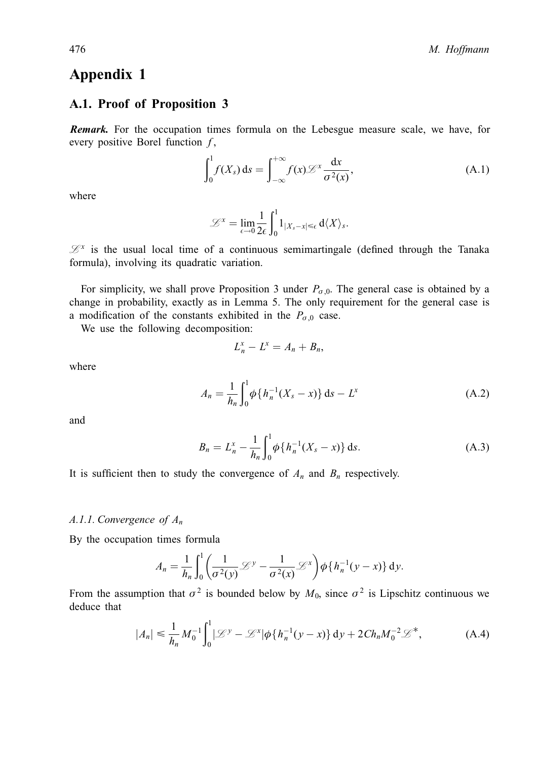# Appendix 1

## A.1. Proof of Proposition 3

***Remark.*** For the occupation times formula on the Lebesgue measure scale, we have, for every positive Borel function $f$,

$$\int_0^1 f(X_s)\,\mathrm{d}s = \int_{-\infty}^{+\infty} f(x)\mathscr{L}^x \frac{\mathrm{d}x}{\sigma^2(x)}, \tag{A.1}$$

where

$$\mathscr{L}^x = \lim_{\epsilon \to 0} \frac{1}{2\epsilon} \int_0^1 1_{|X_s - x| \leq \epsilon}\,\mathrm{d}\langle X \rangle_s.$$

$\mathscr{L}^x$ is the usual local time of a continuous semimartingale (defined through the Tanaka formula), involving its quadratic variation.

For simplicity, we shall prove Proposition 3 under $P_{\sigma,0}$. The general case is obtained by a change in probability, exactly as in Lemma 5. The only requirement for the general case is a modification of the constants exhibited in the $P_{\sigma,0}$ case.

We use the following decomposition:

$$L_n^x - L^x = A_n + B_n,$$

where

$$A_n = \frac{1}{h_n} \int_0^1 \phi\{h_n^{-1}(X_s - x)\}\,\mathrm{d}s - L^x \tag{A.2}$$

and

$$B_n = L_n^x - \frac{1}{h_n} \int_0^1 \phi\{h_n^{-1}(X_s - x)\}\,\mathrm{d}s. \tag{A.3}$$

It is sufficient then to study the convergence of $A_n$ and $B_n$ respectively.

### A.1.1. Convergence of $A_n$

By the occupation times formula

$$A_n = \frac{1}{h_n} \int_0^1 \left( \frac{1}{\sigma^2(y)} \mathscr{L}^y - \frac{1}{\sigma^2(x)} \mathscr{L}^x \right) \phi\{h_n^{-1}(y - x)\}\,\mathrm{d}y.$$

From the assumption that $\sigma^2$ is bounded below by $M_0$, since $\sigma^2$ is Lipschitz continuous we deduce that

$$|A_n| \leq \frac{1}{h_n} M_0^{-1} \int_0^1 |\mathscr{L}^y - \mathscr{L}^x| \phi\{h_n^{-1}(y - x)\}\,\mathrm{d}y + 2Ch_n M_0^{-2} \mathscr{L}^*, \tag{A.4}$$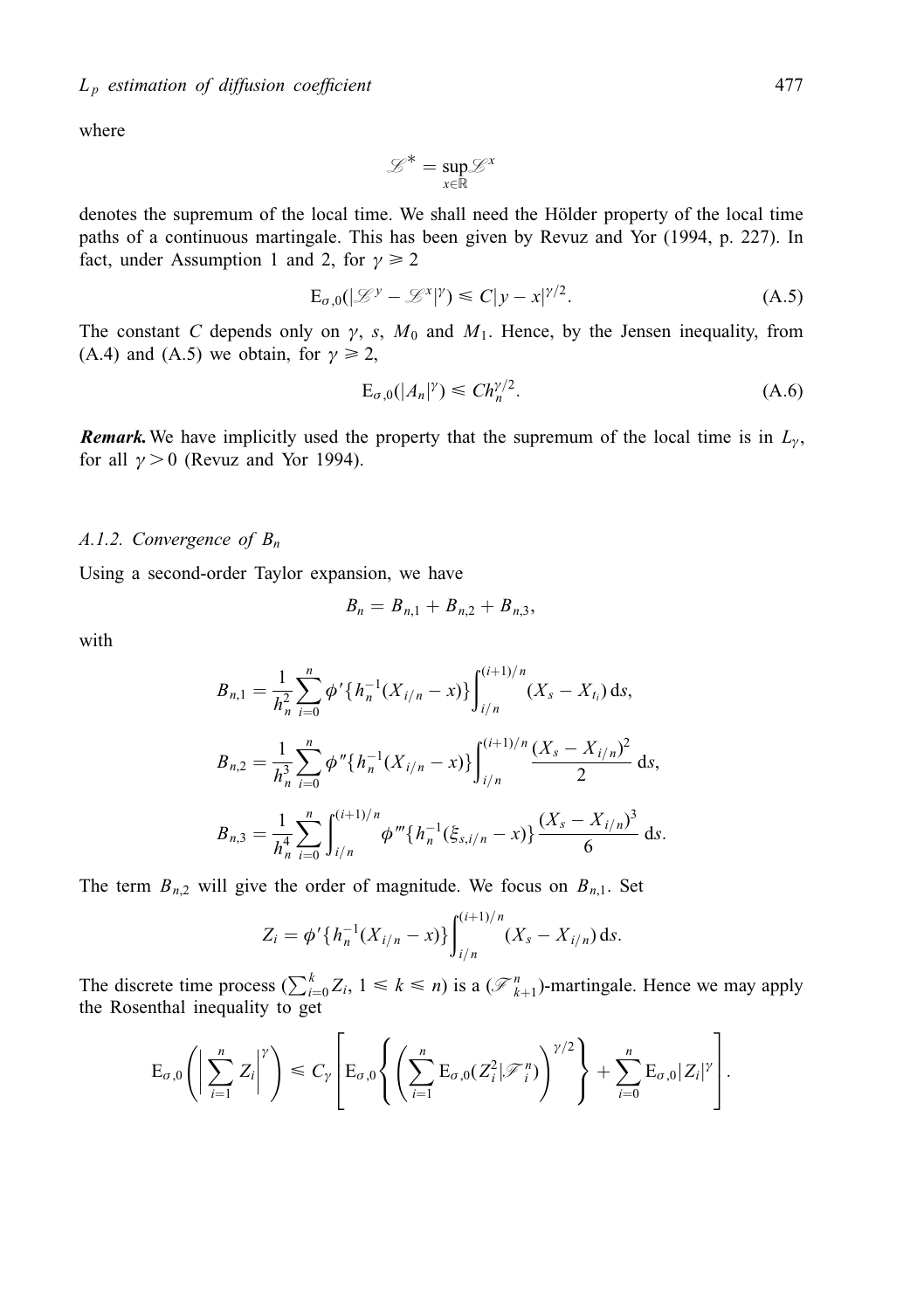where

$$\mathscr{L}^* = \sup_{x \in \mathbb{R}} \mathscr{L}^x$$

denotes the supremum of the local time. We shall need the Hölder property of the local time paths of a continuous martingale. This has been given by Revuz and Yor (1994, p. 227). In fact, under Assumption 1 and 2, for $\gamma \geqslant 2$

$$\mathrm{E}_{\sigma,0}(|\mathscr{L}^y - \mathscr{L}^x|^\gamma) \leqslant C|y - x|^{\gamma/2}. \tag{A.5}$$

The constant $C$ depends only on $\gamma$, $s$, $M_0$ and $M_1$. Hence, by the Jensen inequality, from (A.4) and (A.5) we obtain, for $\gamma \geqslant 2$,

$$\mathrm{E}_{\sigma,0}(|A_n|^\gamma) \leqslant C h_n^{\gamma/2}. \tag{A.6}$$

***Remark.*** We have implicitly used the property that the supremum of the local time is in $L_\gamma$, for all $\gamma > 0$ (Revuz and Yor 1994).

### *A.1.2. Convergence of $B_n$*

Using a second-order Taylor expansion, we have

$$B_n = B_{n,1} + B_{n,2} + B_{n,3},$$

with

$$B_{n,1} = \frac{1}{h_n^2} \sum_{i=0}^n \phi'\{h_n^{-1}(X_{i/n} - x)\} \int_{i/n}^{(i+1)/n} (X_s - X_{t_i})\, \mathrm{d}s,$$

$$B_{n,2} = \frac{1}{h_n^3} \sum_{i=0}^n \phi''\{h_n^{-1}(X_{i/n} - x)\} \int_{i/n}^{(i+1)/n} \frac{(X_s - X_{i/n})^2}{2}\, \mathrm{d}s,$$

$$B_{n,3} = \frac{1}{h_n^4} \sum_{i=0}^n \int_{i/n}^{(i+1)/n} \phi'''\{h_n^{-1}(\xi_{s,i/n} - x)\} \frac{(X_s - X_{i/n})^3}{6}\, \mathrm{d}s.$$

The term $B_{n,2}$ will give the order of magnitude. We focus on $B_{n,1}$. Set

$$Z_i = \phi'\{h_n^{-1}(X_{i/n} - x)\} \int_{i/n}^{(i+1)/n} (X_s - X_{i/n})\, \mathrm{d}s.$$

The discrete time process $(\sum_{i=0}^k Z_i,\ 1 \leqslant k \leqslant n)$ is a $(\mathscr{F}_{k+1}^n)$-martingale. Hence we may apply the Rosenthal inequality to get

$$\mathrm{E}_{\sigma,0}\left(\left|\sum_{i=1}^n Z_i\right|^\gamma\right) \leqslant C_\gamma \left[\mathrm{E}_{\sigma,0}\left\{\left(\sum_{i=1}^n \mathrm{E}_{\sigma,0}(Z_i^2|\mathscr{F}_i^n)\right)^{\gamma/2}\right\} + \sum_{i=0}^n \mathrm{E}_{\sigma,0}|Z_i|^\gamma\right].$$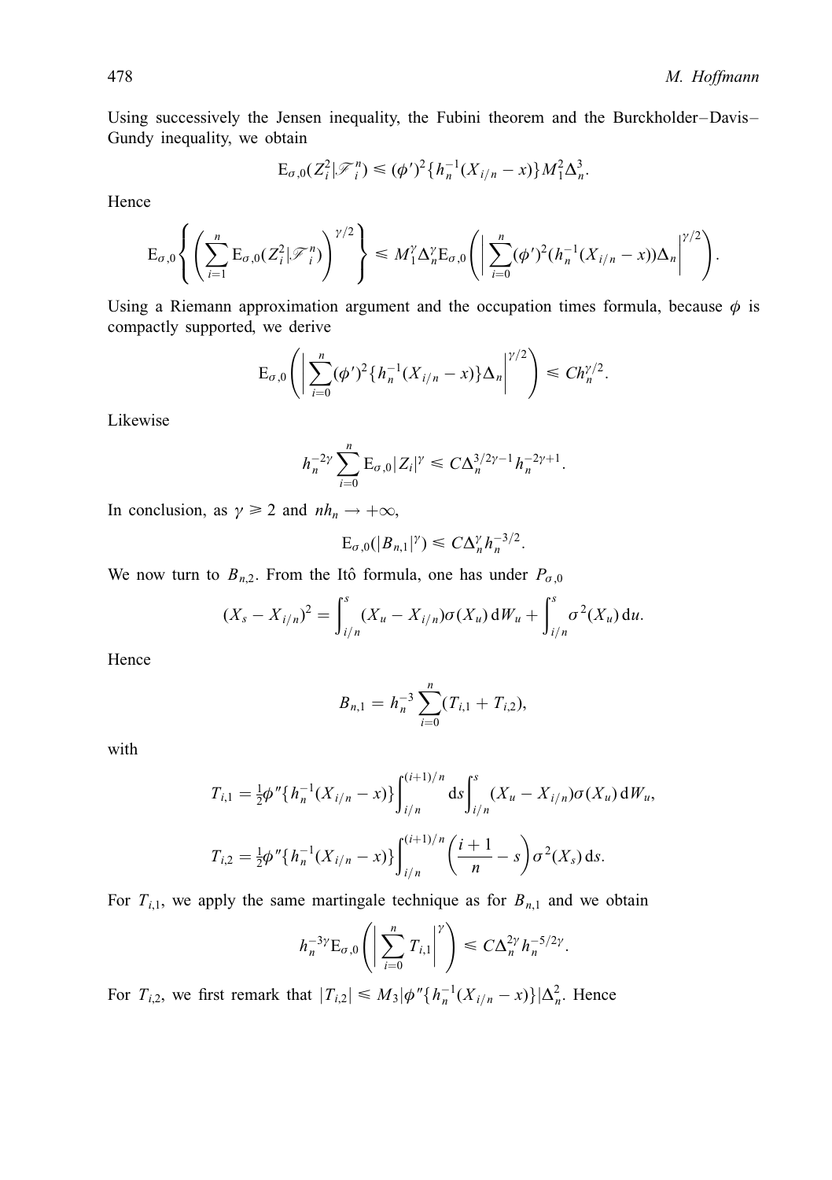Using successively the Jensen inequality, the Fubini theorem and the Burckholder–Davis–Gundy inequality, we obtain

$$\mathrm{E}_{\sigma,0}(Z_i^2|\mathscr{F}_i^n) \leqslant (\phi')^2\{h_n^{-1}(X_{i/n}-x)\}M_1^2\Delta_n^3.$$

Hence

$$\mathrm{E}_{\sigma,0}\left\{\left(\sum_{i=1}^{n}\mathrm{E}_{\sigma,0}(Z_i^2|\mathscr{F}_i^n)\right)^{\gamma/2}\right\} \leqslant M_1^{\gamma}\Delta_n^{\gamma}\mathrm{E}_{\sigma,0}\left(\left|\sum_{i=0}^{n}(\phi')^2(h_n^{-1}(X_{i/n}-x))\Delta_n\right|^{\gamma/2}\right).$$

Using a Riemann approximation argument and the occupation times formula, because $\phi$ is compactly supported, we derive

$$\mathrm{E}_{\sigma,0}\left(\left|\sum_{i=0}^{n}(\phi')^2\{h_n^{-1}(X_{i/n}-x)\}\Delta_n\right|^{\gamma/2}\right) \leqslant Ch_n^{\gamma/2}.$$

Likewise

$$h_n^{-2\gamma}\sum_{i=0}^{n}\mathrm{E}_{\sigma,0}|Z_i|^{\gamma} \leqslant C\Delta_n^{3/2\gamma-1}h_n^{-2\gamma+1}.$$

In conclusion, as $\gamma \geqslant 2$ and $nh_n \to +\infty$,

$$\mathrm{E}_{\sigma,0}(|B_{n,1}|^{\gamma}) \leqslant C\Delta_n^{\gamma}h_n^{-3/2}.$$

We now turn to $B_{n,2}$. From the Itô formula, one has under $P_{\sigma,0}$

$$(X_s - X_{i/n})^2 = \int_{i/n}^{s}(X_u - X_{i/n})\sigma(X_u)\,\mathrm{d}W_u + \int_{i/n}^{s}\sigma^2(X_u)\,\mathrm{d}u.$$

Hence

$$B_{n,1} = h_n^{-3}\sum_{i=0}^{n}(T_{i,1}+T_{i,2}),$$

with

$$T_{i,1} = \tfrac{1}{2}\phi''\{h_n^{-1}(X_{i/n}-x)\}\int_{i/n}^{(i+1)/n}\mathrm{d}s\int_{i/n}^{s}(X_u - X_{i/n})\sigma(X_u)\,\mathrm{d}W_u,$$

$$T_{i,2} = \tfrac{1}{2}\phi''\{h_n^{-1}(X_{i/n}-x)\}\int_{i/n}^{(i+1)/n}\left(\frac{i+1}{n}-s\right)\sigma^2(X_s)\,\mathrm{d}s.$$

For $T_{i,1}$, we apply the same martingale technique as for $B_{n,1}$ and we obtain

$$h_n^{-3\gamma}\mathrm{E}_{\sigma,0}\left(\left|\sum_{i=0}^{n}T_{i,1}\right|^{\gamma}\right) \leqslant C\Delta_n^{2\gamma}h_n^{-5/2\gamma}.$$

For $T_{i,2}$, we first remark that $|T_{i,2}| \leqslant M_3|\phi''\{h_n^{-1}(X_{i/n}-x)\}|\Delta_n^2$. Hence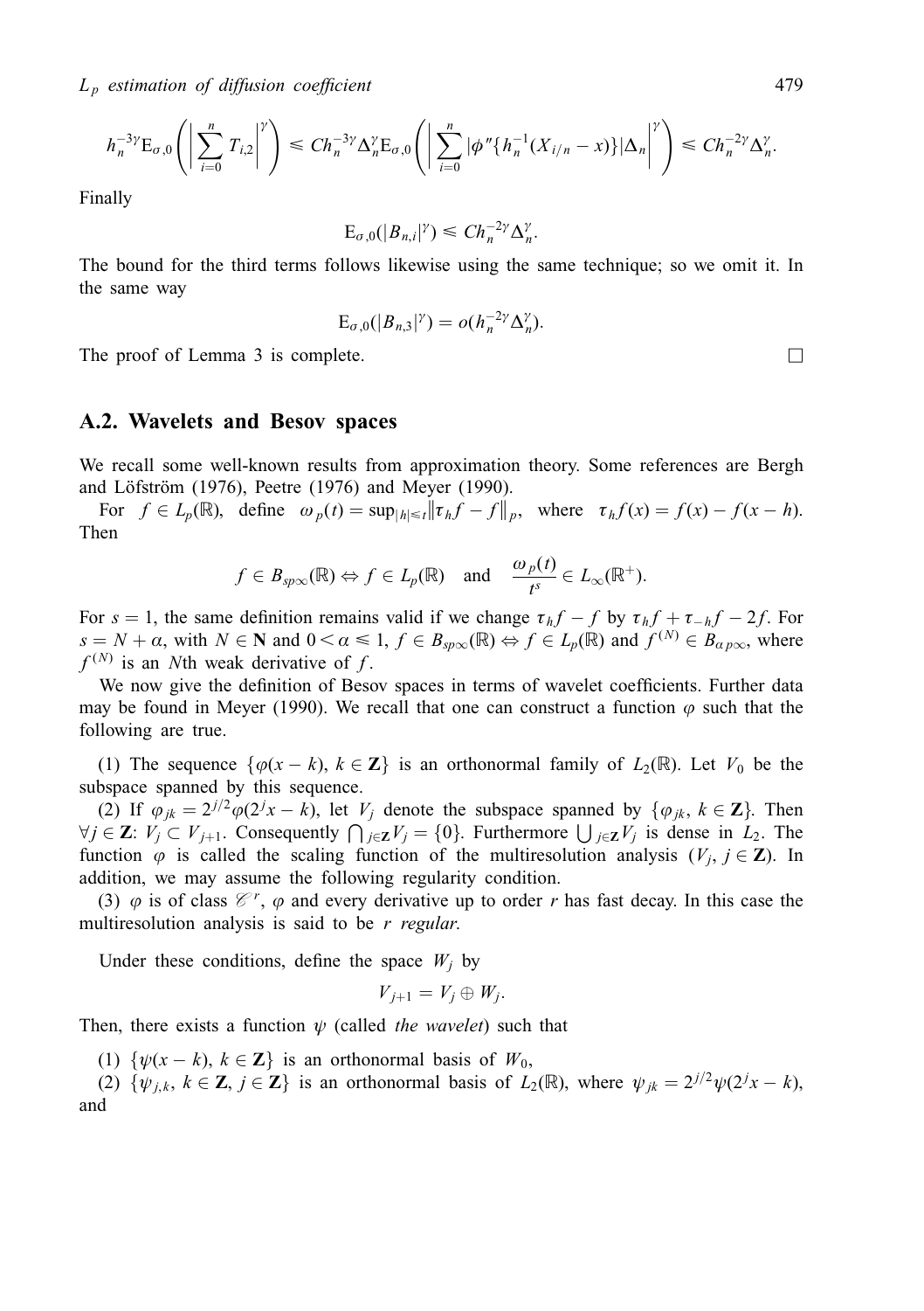$$h_n^{-3\gamma}\mathrm{E}_{\sigma,0}\left(\left|\sum_{i=0}^{n} T_{i,2}\right|^{\gamma}\right) \leqslant C h_n^{-3\gamma}\Delta_n^{\gamma}\mathrm{E}_{\sigma,0}\left(\left|\sum_{i=0}^{n} |\varphi''\{h_n^{-1}(X_{i/n}-x)\}|\Delta_n\right|^{\gamma}\right) \leqslant C h_n^{-2\gamma}\Delta_n^{\gamma}.$$

Finally

$$\mathrm{E}_{\sigma,0}(|B_{n,i}|^{\gamma}) \leqslant C h_n^{-2\gamma}\Delta_n^{\gamma}.$$

The bound for the third terms follows likewise using the same technique; so we omit it. In the same way

$$\mathrm{E}_{\sigma,0}(|B_{n,3}|^{\gamma}) = o(h_n^{-2\gamma}\Delta_n^{\gamma}).$$

The proof of Lemma 3 is complete. □

## A.2. Wavelets and Besov spaces

We recall some well-known results from approximation theory. Some references are Bergh and Löfström (1976), Peetre (1976) and Meyer (1990).

For $f \in L_p(\mathbb{R})$, define $\omega_p(t) = \sup_{|h|\leqslant t}\|\tau_h f - f\|_p$, where $\tau_h f(x) = f(x) - f(x-h)$. Then

$$f \in B_{sp\infty}(\mathbb{R}) \Leftrightarrow f \in L_p(\mathbb{R}) \quad \text{and} \quad \frac{\omega_p(t)}{t^s} \in L_\infty(\mathbb{R}^+).$$

For $s = 1$, the same definition remains valid if we change $\tau_h f - f$ by $\tau_h f + \tau_{-h} f - 2f$. For $s = N + \alpha$, with $N \in \mathbf{N}$ and $0 < \alpha \leqslant 1$, $f \in B_{sp\infty}(\mathbb{R}) \Leftrightarrow f \in L_p(\mathbb{R})$ and $f^{(N)} \in B_{\alpha p\infty}$, where $f^{(N)}$ is an $N$th weak derivative of $f$.

We now give the definition of Besov spaces in terms of wavelet coefficients. Further data may be found in Meyer (1990). We recall that one can construct a function $\varphi$ such that the following are true.

(1) The sequence $\{\varphi(x-k), k \in \mathbf{Z}\}$ is an orthonormal family of $L_2(\mathbb{R})$. Let $V_0$ be the subspace spanned by this sequence.

(2) If $\varphi_{jk} = 2^{j/2}\varphi(2^j x - k)$, let $V_j$ denote the subspace spanned by $\{\varphi_{jk}, k \in \mathbf{Z}\}$. Then $\forall j \in \mathbf{Z}$: $V_j \subset V_{j+1}$. Consequently $\bigcap_{j\in\mathbf{Z}} V_j = \{0\}$. Furthermore $\bigcup_{j\in\mathbf{Z}} V_j$ is dense in $L_2$. The function $\varphi$ is called the scaling function of the multiresolution analysis $(V_j, j \in \mathbf{Z})$. In addition, we may assume the following regularity condition.

(3) $\varphi$ is of class $\mathscr{C}^r$, $\varphi$ and every derivative up to order $r$ has fast decay. In this case the multiresolution analysis is said to be *r regular*.

Under these conditions, define the space $W_j$ by

$$V_{j+1} = V_j \oplus W_j.$$

Then, there exists a function $\psi$ (called *the wavelet*) such that

(1) $\{\psi(x-k), k \in \mathbf{Z}\}$ is an orthonormal basis of $W_0$,

(2) $\{\psi_{j,k}, k \in \mathbf{Z}, j \in \mathbf{Z}\}$ is an orthonormal basis of $L_2(\mathbb{R})$, where $\psi_{jk} = 2^{j/2}\psi(2^j x - k)$, and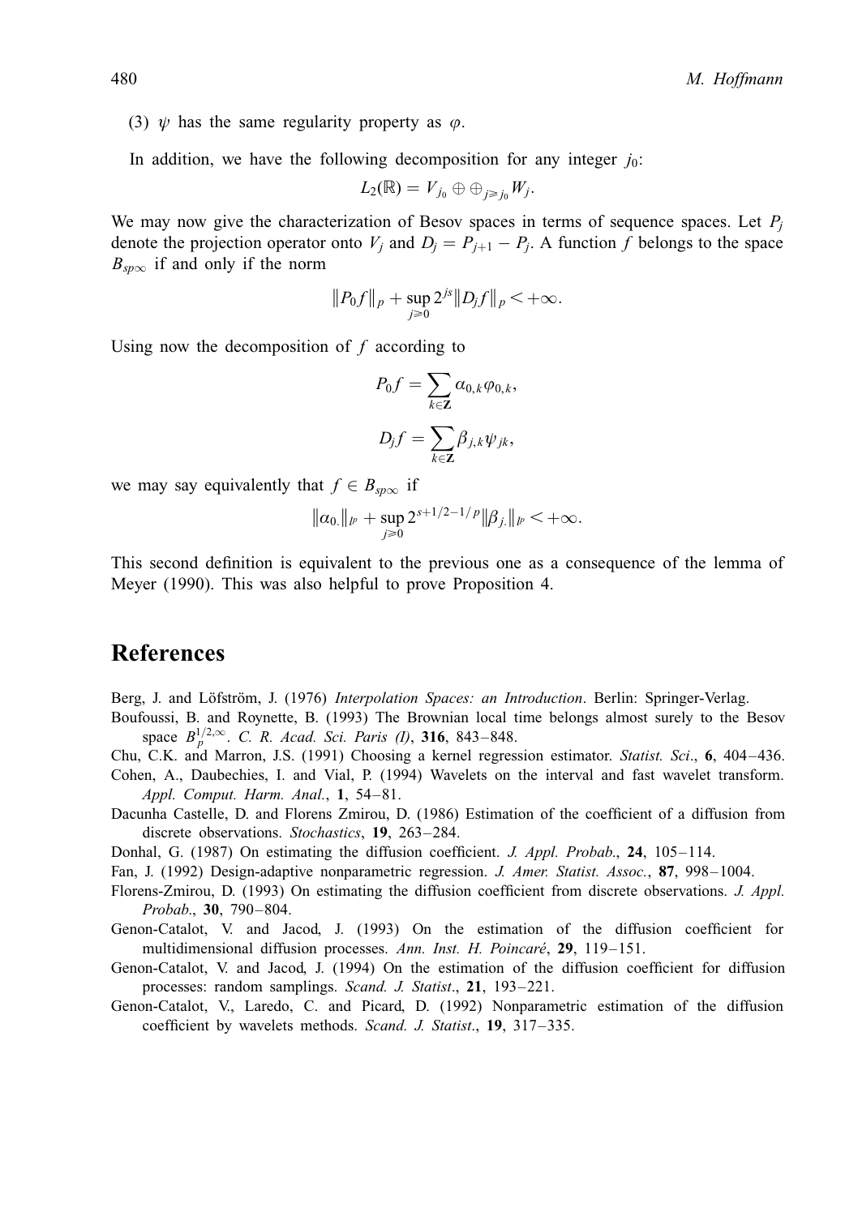(3) $\psi$ has the same regularity property as $\varphi$.

In addition, we have the following decomposition for any integer $j_0$:

$$L_2(\mathbb{R}) = V_{j_0} \oplus \oplus_{j \geqslant j_0} W_j.$$

We may now give the characterization of Besov spaces in terms of sequence spaces. Let $P_j$ denote the projection operator onto $V_j$ and $D_j = P_{j+1} - P_j$. A function $f$ belongs to the space $B_{sp\infty}$ if and only if the norm

$$\|P_0 f\|_p + \sup_{j \geqslant 0} 2^{js} \|D_j f\|_p < +\infty.$$

Using now the decomposition of $f$ according to

$$P_0 f = \sum_{k \in \mathbf{Z}} \alpha_{0,k} \varphi_{0,k},$$

$$D_j f = \sum_{k \in \mathbf{Z}} \beta_{j,k} \psi_{jk},$$

we may say equivalently that $f \in B_{sp\infty}$ if

$$\|\alpha_{0.}\|_{l^p} + \sup_{j \geqslant 0} 2^{s+1/2-1/p} \|\beta_{j.}\|_{l^p} < +\infty.$$

This second definition is equivalent to the previous one as a consequence of the lemma of Meyer (1990). This was also helpful to prove Proposition 4.

# References

Berg, J. and Löfström, J. (1976) *Interpolation Spaces: an Introduction*. Berlin: Springer-Verlag.

Boufoussi, B. and Roynette, B. (1993) The Brownian local time belongs almost surely to the Besov space $B_p^{1/2,\infty}$. *C. R. Acad. Sci. Paris (I)*, **316**, 843–848.

Chu, C.K. and Marron, J.S. (1991) Choosing a kernel regression estimator. *Statist. Sci*., **6**, 404–436.

Cohen, A., Daubechies, I. and Vial, P. (1994) Wavelets on the interval and fast wavelet transform. *Appl. Comput. Harm. Anal.*, **1**, 54–81.

Dacunha Castelle, D. and Florens Zmirou, D. (1986) Estimation of the coefficient of a diffusion from discrete observations. *Stochastics*, **19**, 263–284.

Donhal, G. (1987) On estimating the diffusion coefficient. *J. Appl. Probab*., **24**, 105–114.

Fan, J. (1992) Design-adaptive nonparametric regression. *J. Amer. Statist. Assoc.*, **87**, 998–1004.

Florens-Zmirou, D. (1993) On estimating the diffusion coefficient from discrete observations. *J. Appl. Probab*., **30**, 790–804.

Genon-Catalot, V. and Jacod, J. (1993) On the estimation of the diffusion coefficient for multidimensional diffusion processes. *Ann. Inst. H. Poincaré*, **29**, 119–151.

Genon-Catalot, V. and Jacod, J. (1994) On the estimation of the diffusion coefficient for diffusion processes: random samplings. *Scand. J. Statist*., **21**, 193–221.

Genon-Catalot, V., Laredo, C. and Picard, D. (1992) Nonparametric estimation of the diffusion coefficient by wavelets methods. *Scand. J. Statist*., **19**, 317–335.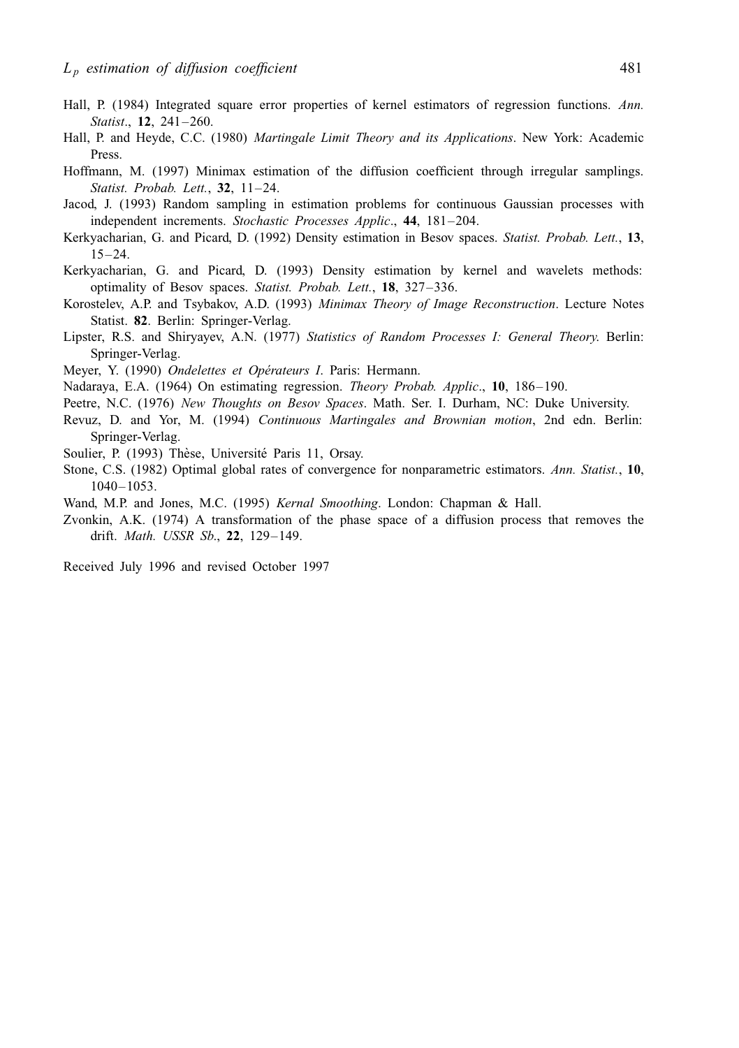Hall, P. (1984) Integrated square error properties of kernel estimators of regression functions. *Ann. Statist*., **12**, 241–260.

Hall, P. and Heyde, C.C. (1980) *Martingale Limit Theory and its Applications*. New York: Academic Press.

Hoffmann, M. (1997) Minimax estimation of the diffusion coefficient through irregular samplings. *Statist. Probab. Lett.*, **32**, 11–24.

Jacod, J. (1993) Random sampling in estimation problems for continuous Gaussian processes with independent increments. *Stochastic Processes Applic*., **44**, 181–204.

Kerkyacharian, G. and Picard, D. (1992) Density estimation in Besov spaces. *Statist. Probab. Lett.*, **13**, 15–24.

Kerkyacharian, G. and Picard, D. (1993) Density estimation by kernel and wavelets methods: optimality of Besov spaces. *Statist. Probab. Lett.*, **18**, 327–336.

Korostelev, A.P. and Tsybakov, A.D. (1993) *Minimax Theory of Image Reconstruction*. Lecture Notes Statist. **82**. Berlin: Springer-Verlag.

Lipster, R.S. and Shiryayev, A.N. (1977) *Statistics of Random Processes I: General Theory.* Berlin: Springer-Verlag.

Meyer, Y. (1990) *Ondelettes et Opérateurs I*. Paris: Hermann.

Nadaraya, E.A. (1964) On estimating regression. *Theory Probab. Applic*., **10**, 186–190.

Peetre, N.C. (1976) *New Thoughts on Besov Spaces*. Math. Ser. I. Durham, NC: Duke University.

Revuz, D. and Yor, M. (1994) *Continuous Martingales and Brownian motion*, 2nd edn. Berlin: Springer-Verlag.

Soulier, P. (1993) Thèse, Université Paris 11, Orsay.

Stone, C.S. (1982) Optimal global rates of convergence for nonparametric estimators. *Ann. Statist.*, **10**, 1040–1053.

Wand, M.P. and Jones, M.C. (1995) *Kernal Smoothing*. London: Chapman & Hall.

Zvonkin, A.K. (1974) A transformation of the phase space of a diffusion process that removes the drift. *Math. USSR Sb*., **22**, 129–149.

Received July 1996 and revised October 1997